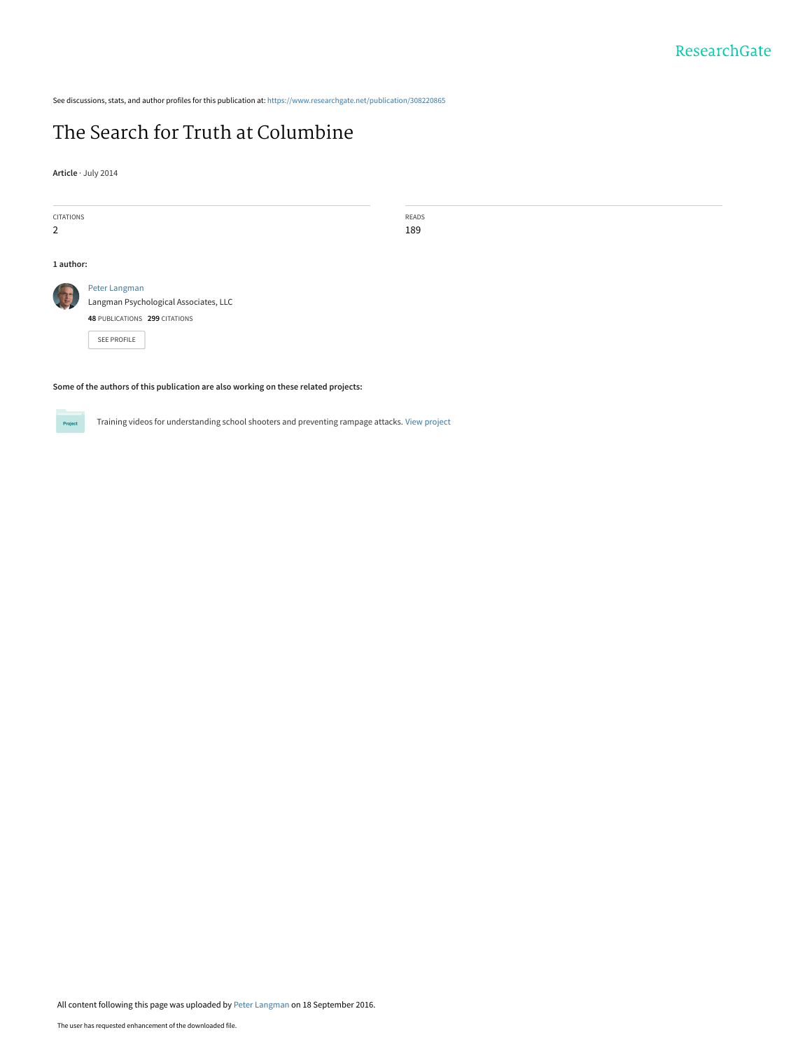See discussions, stats, and author profiles for this publication at: https://www.researchgate.net/publication/308220865

# The Search for Truth at Columbine

**Article** · July 2014

| CITATIONS | READS |
| --- | --- |
| 2 | 189 |

**1 author:**

Peter Langman
Langman Psychological Associates, LLC
**48** PUBLICATIONS **299** CITATIONS

SEE PROFILE

**Some of the authors of this publication are also working on these related projects:**

Training videos for understanding school shooters and preventing rampage attacks. View project

All content following this page was uploaded by Peter Langman on 18 September 2016.

The user has requested enhancement of the downloaded file.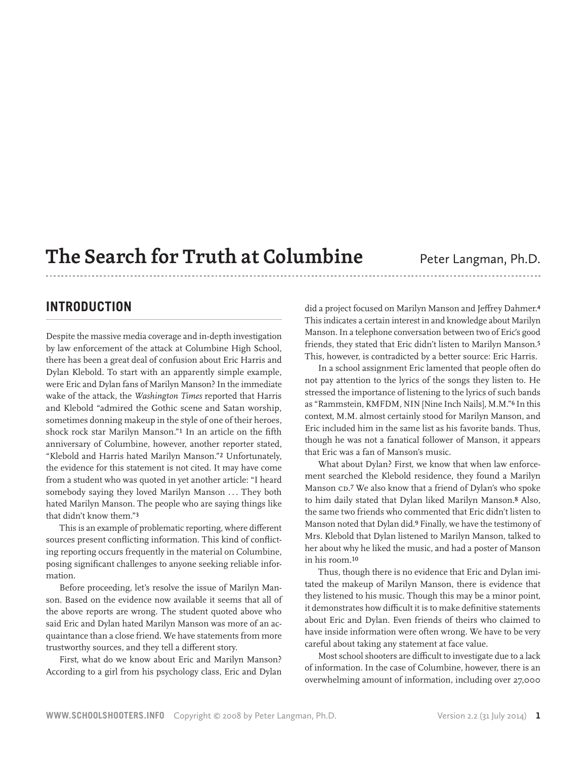# The Search for Truth at Columbine

Peter Langman, Ph.D.

## INTRODUCTION

Despite the massive media coverage and in-depth investigation by law enforcement of the attack at Columbine High School, there has been a great deal of confusion about Eric Harris and Dylan Klebold. To start with an apparently simple example, were Eric and Dylan fans of Marilyn Manson? In the immediate wake of the attack, the *Washington Times* reported that Harris and Klebold "admired the Gothic scene and Satan worship, sometimes donning makeup in the style of one of their heroes, shock rock star Marilyn Manson."[1] In an article on the fifth anniversary of Columbine, however, another reporter stated, "Klebold and Harris hated Marilyn Manson."[2] Unfortunately, the evidence for this statement is not cited. It may have come from a student who was quoted in yet another article: "I heard somebody saying they loved Marilyn Manson . . . They both hated Marilyn Manson. The people who are saying things like that didn't know them."[3]

This is an example of problematic reporting, where different sources present conflicting information. This kind of conflicting reporting occurs frequently in the material on Columbine, posing significant challenges to anyone seeking reliable information.

Before proceeding, let's resolve the issue of Marilyn Manson. Based on the evidence now available it seems that all of the above reports are wrong. The student quoted above who said Eric and Dylan hated Marilyn Manson was more of an acquaintance than a close friend. We have statements from more trustworthy sources, and they tell a different story.

First, what do we know about Eric and Marilyn Manson? According to a girl from his psychology class, Eric and Dylan did a project focused on Marilyn Manson and Jeffrey Dahmer.[4] This indicates a certain interest in and knowledge about Marilyn Manson. In a telephone conversation between two of Eric's good friends, they stated that Eric didn't listen to Marilyn Manson.[5] This, however, is contradicted by a better source: Eric Harris.

In a school assignment Eric lamented that people often do not pay attention to the lyrics of the songs they listen to. He stressed the importance of listening to the lyrics of such bands as "Rammstein, KMFDM, NIN [Nine Inch Nails], M.M."[6] In this context, M.M. almost certainly stood for Marilyn Manson, and Eric included him in the same list as his favorite bands. Thus, though he was not a fanatical follower of Manson, it appears that Eric was a fan of Manson's music.

What about Dylan? First, we know that when law enforcement searched the Klebold residence, they found a Marilyn Manson CD.[7] We also know that a friend of Dylan's who spoke to him daily stated that Dylan liked Marilyn Manson.[8] Also, the same two friends who commented that Eric didn't listen to Manson noted that Dylan did.[9] Finally, we have the testimony of Mrs. Klebold that Dylan listened to Marilyn Manson, talked to her about why he liked the music, and had a poster of Manson in his room.[10]

Thus, though there is no evidence that Eric and Dylan imitated the makeup of Marilyn Manson, there is evidence that they listened to his music. Though this may be a minor point, it demonstrates how difficult it is to make definitive statements about Eric and Dylan. Even friends of theirs who claimed to have inside information were often wrong. We have to be very careful about taking any statement at face value.

Most school shooters are difficult to investigate due to a lack of information. In the case of Columbine, however, there is an overwhelming amount of information, including over 27,000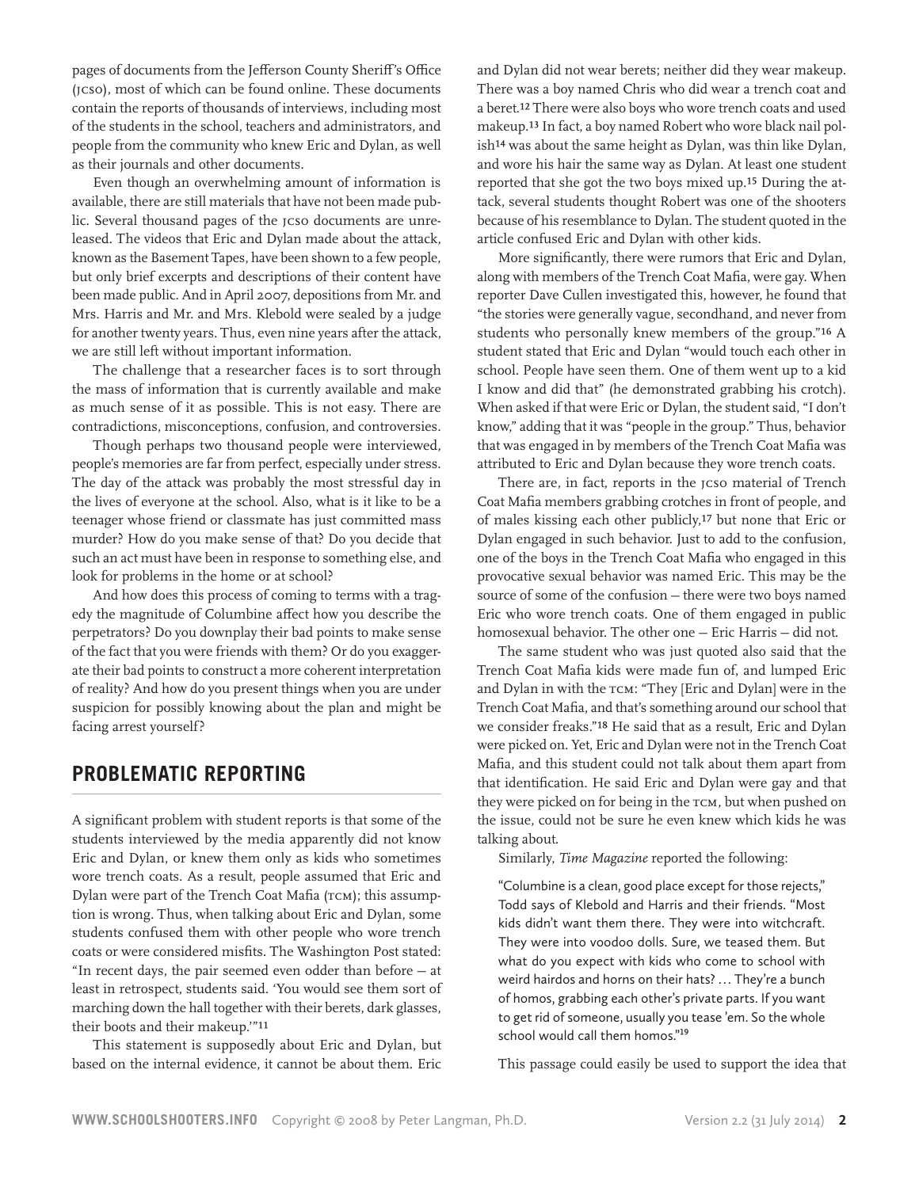pages of documents from the Jefferson County Sheriff's Office (JCSO), most of which can be found online. These documents contain the reports of thousands of interviews, including most of the students in the school, teachers and administrators, and people from the community who knew Eric and Dylan, as well as their journals and other documents.

Even though an overwhelming amount of information is available, there are still materials that have not been made public. Several thousand pages of the JCSO documents are unreleased. The videos that Eric and Dylan made about the attack, known as the Basement Tapes, have been shown to a few people, but only brief excerpts and descriptions of their content have been made public. And in April 2007, depositions from Mr. and Mrs. Harris and Mr. and Mrs. Klebold were sealed by a judge for another twenty years. Thus, even nine years after the attack, we are still left without important information.

The challenge that a researcher faces is to sort through the mass of information that is currently available and make as much sense of it as possible. This is not easy. There are contradictions, misconceptions, confusion, and controversies.

Though perhaps two thousand people were interviewed, people's memories are far from perfect, especially under stress. The day of the attack was probably the most stressful day in the lives of everyone at the school. Also, what is it like to be a teenager whose friend or classmate has just committed mass murder? How do you make sense of that? Do you decide that such an act must have been in response to something else, and look for problems in the home or at school?

And how does this process of coming to terms with a tragedy the magnitude of Columbine affect how you describe the perpetrators? Do you downplay their bad points to make sense of the fact that you were friends with them? Or do you exaggerate their bad points to construct a more coherent interpretation of reality? And how do you present things when you are under suspicion for possibly knowing about the plan and might be facing arrest yourself?

## PROBLEMATIC REPORTING

A significant problem with student reports is that some of the students interviewed by the media apparently did not know Eric and Dylan, or knew them only as kids who sometimes wore trench coats. As a result, people assumed that Eric and Dylan were part of the Trench Coat Mafia (TCM); this assumption is wrong. Thus, when talking about Eric and Dylan, some students confused them with other people who wore trench coats or were considered misfits. The Washington Post stated: "In recent days, the pair seemed even odder than before — at least in retrospect, students said. 'You would see them sort of marching down the hall together with their berets, dark glasses, their boots and their makeup.'"[11]

This statement is supposedly about Eric and Dylan, but based on the internal evidence, it cannot be about them. Eric and Dylan did not wear berets; neither did they wear makeup. There was a boy named Chris who did wear a trench coat and a beret.[12] There were also boys who wore trench coats and used makeup.[13] In fact, a boy named Robert who wore black nail polish[14] was about the same height as Dylan, was thin like Dylan, and wore his hair the same way as Dylan. At least one student reported that she got the two boys mixed up.[15] During the attack, several students thought Robert was one of the shooters because of his resemblance to Dylan. The student quoted in the article confused Eric and Dylan with other kids.

More significantly, there were rumors that Eric and Dylan, along with members of the Trench Coat Mafia, were gay. When reporter Dave Cullen investigated this, however, he found that "the stories were generally vague, secondhand, and never from students who personally knew members of the group."[16] A student stated that Eric and Dylan "would touch each other in school. People have seen them. One of them went up to a kid I know and did that" (he demonstrated grabbing his crotch). When asked if that were Eric or Dylan, the student said, "I don't know," adding that it was "people in the group." Thus, behavior that was engaged in by members of the Trench Coat Mafia was attributed to Eric and Dylan because they wore trench coats.

There are, in fact, reports in the JCSO material of Trench Coat Mafia members grabbing crotches in front of people, and of males kissing each other publicly,[17] but none that Eric or Dylan engaged in such behavior. Just to add to the confusion, one of the boys in the Trench Coat Mafia who engaged in this provocative sexual behavior was named Eric. This may be the source of some of the confusion — there were two boys named Eric who wore trench coats. One of them engaged in public homosexual behavior. The other one — Eric Harris — did not.

The same student who was just quoted also said that the Trench Coat Mafia kids were made fun of, and lumped Eric and Dylan in with the TCM: "They [Eric and Dylan] were in the Trench Coat Mafia, and that's something around our school that we consider freaks."[18] He said that as a result, Eric and Dylan were picked on. Yet, Eric and Dylan were not in the Trench Coat Mafia, and this student could not talk about them apart from that identification. He said Eric and Dylan were gay and that they were picked on for being in the TCM, but when pushed on the issue, could not be sure he even knew which kids he was talking about.

Similarly, *Time Magazine* reported the following:

> "Columbine is a clean, good place except for those rejects," Todd says of Klebold and Harris and their friends. "Most kids didn't want them there. They were into witchcraft. They were into voodoo dolls. Sure, we teased them. But what do you expect with kids who come to school with weird hairdos and horns on their hats? … They're a bunch of homos, grabbing each other's private parts. If you want to get rid of someone, usually you tease 'em. So the whole school would call them homos."[19]

This passage could easily be used to support the idea that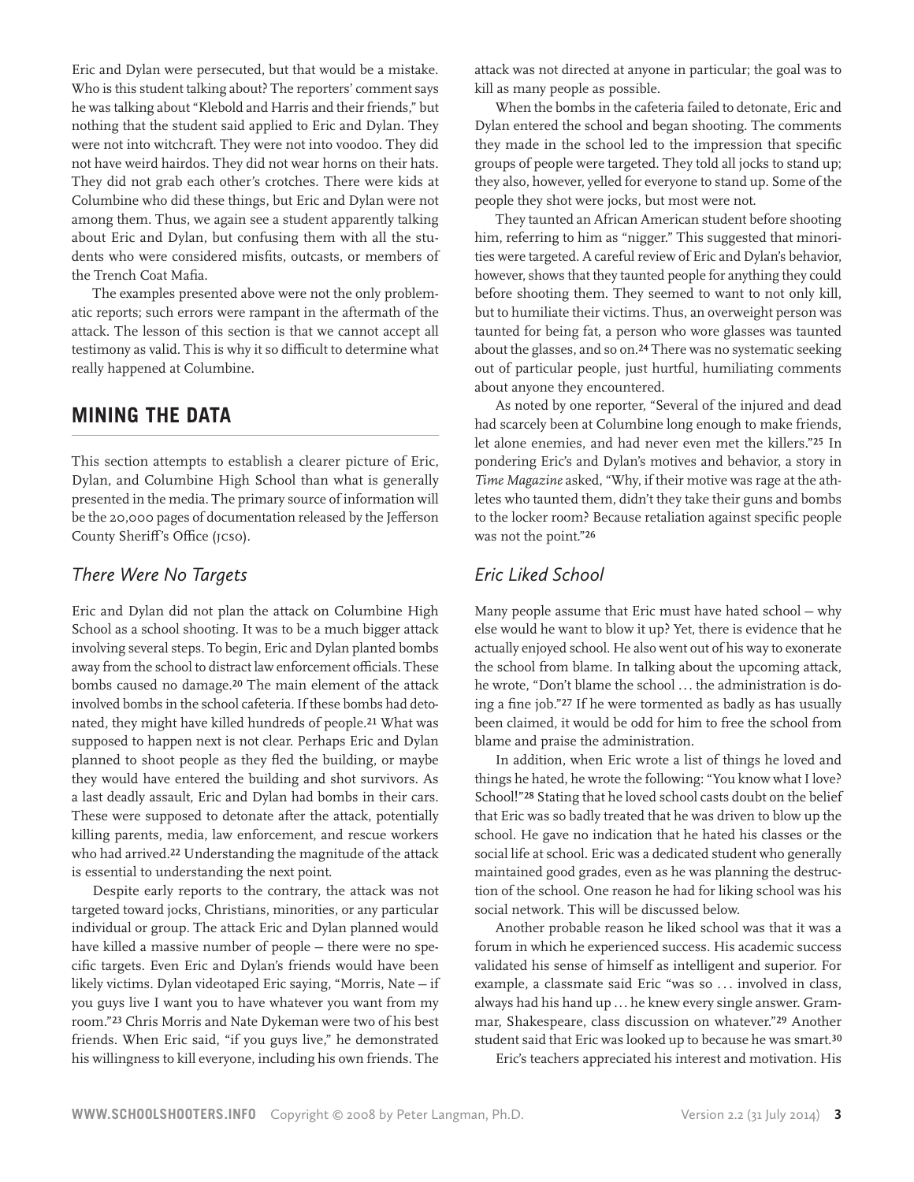Eric and Dylan were persecuted, but that would be a mistake. Who is this student talking about? The reporters' comment says he was talking about "Klebold and Harris and their friends," but nothing that the student said applied to Eric and Dylan. They were not into witchcraft. They were not into voodoo. They did not have weird hairdos. They did not wear horns on their hats. They did not grab each other's crotches. There were kids at Columbine who did these things, but Eric and Dylan were not among them. Thus, we again see a student apparently talking about Eric and Dylan, but confusing them with all the students who were considered misfits, outcasts, or members of the Trench Coat Mafia.

The examples presented above were not the only problematic reports; such errors were rampant in the aftermath of the attack. The lesson of this section is that we cannot accept all testimony as valid. This is why it so difficult to determine what really happened at Columbine.

## MINING THE DATA

This section attempts to establish a clearer picture of Eric, Dylan, and Columbine High School than what is generally presented in the media. The primary source of information will be the 20,000 pages of documentation released by the Jefferson County Sheriff's Office (JCSO).

### *There Were No Targets*

Eric and Dylan did not plan the attack on Columbine High School as a school shooting. It was to be a much bigger attack involving several steps. To begin, Eric and Dylan planted bombs away from the school to distract law enforcement officials. These bombs caused no damage.[20] The main element of the attack involved bombs in the school cafeteria. If these bombs had detonated, they might have killed hundreds of people.[21] What was supposed to happen next is not clear. Perhaps Eric and Dylan planned to shoot people as they fled the building, or maybe they would have entered the building and shot survivors. As a last deadly assault, Eric and Dylan had bombs in their cars. These were supposed to detonate after the attack, potentially killing parents, media, law enforcement, and rescue workers who had arrived.[22] Understanding the magnitude of the attack is essential to understanding the next point.

Despite early reports to the contrary, the attack was not targeted toward jocks, Christians, minorities, or any particular individual or group. The attack Eric and Dylan planned would have killed a massive number of people — there were no specific targets. Even Eric and Dylan's friends would have been likely victims. Dylan videotaped Eric saying, "Morris, Nate — if you guys live I want you to have whatever you want from my room."[23] Chris Morris and Nate Dykeman were two of his best friends. When Eric said, "if you guys live," he demonstrated his willingness to kill everyone, including his own friends. The attack was not directed at anyone in particular; the goal was to kill as many people as possible.

When the bombs in the cafeteria failed to detonate, Eric and Dylan entered the school and began shooting. The comments they made in the school led to the impression that specific groups of people were targeted. They told all jocks to stand up; they also, however, yelled for everyone to stand up. Some of the people they shot were jocks, but most were not.

They taunted an African American student before shooting him, referring to him as "nigger." This suggested that minorities were targeted. A careful review of Eric and Dylan's behavior, however, shows that they taunted people for anything they could before shooting them. They seemed to want to not only kill, but to humiliate their victims. Thus, an overweight person was taunted for being fat, a person who wore glasses was taunted about the glasses, and so on.[24] There was no systematic seeking out of particular people, just hurtful, humiliating comments about anyone they encountered.

As noted by one reporter, "Several of the injured and dead had scarcely been at Columbine long enough to make friends, let alone enemies, and had never even met the killers."[25] In pondering Eric's and Dylan's motives and behavior, a story in *Time Magazine* asked, "Why, if their motive was rage at the athletes who taunted them, didn't they take their guns and bombs to the locker room? Because retaliation against specific people was not the point."[26]

### *Eric Liked School*

Many people assume that Eric must have hated school — why else would he want to blow it up? Yet, there is evidence that he actually enjoyed school. He also went out of his way to exonerate the school from blame. In talking about the upcoming attack, he wrote, "Don't blame the school … the administration is doing a fine job."[27] If he were tormented as badly as has usually been claimed, it would be odd for him to free the school from blame and praise the administration.

In addition, when Eric wrote a list of things he loved and things he hated, he wrote the following: "You know what I love? School!"[28] Stating that he loved school casts doubt on the belief that Eric was so badly treated that he was driven to blow up the school. He gave no indication that he hated his classes or the social life at school. Eric was a dedicated student who generally maintained good grades, even as he was planning the destruction of the school. One reason he had for liking school was his social network. This will be discussed below.

Another probable reason he liked school was that it was a forum in which he experienced success. His academic success validated his sense of himself as intelligent and superior. For example, a classmate said Eric "was so … involved in class, always had his hand up … he knew every single answer. Grammar, Shakespeare, class discussion on whatever."[29] Another student said that Eric was looked up to because he was smart.[30]

Eric's teachers appreciated his interest and motivation. His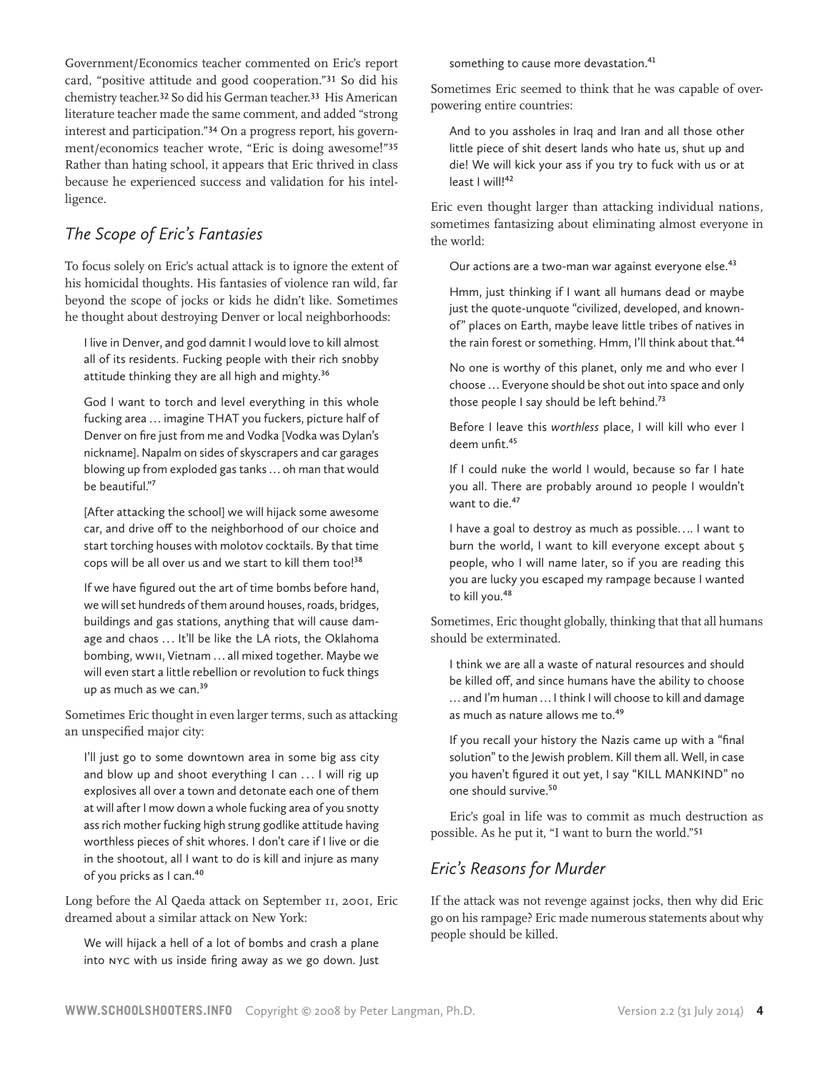Government/Economics teacher commented on Eric's report card, "positive attitude and good cooperation."[31] So did his chemistry teacher.[32] So did his German teacher.[33] His American literature teacher made the same comment, and added "strong interest and participation."[34] On a progress report, his government/economics teacher wrote, "Eric is doing awesome!"[35] Rather than hating school, it appears that Eric thrived in class because he experienced success and validation for his intelligence.

## *The Scope of Eric's Fantasies*

To focus solely on Eric's actual attack is to ignore the extent of his homicidal thoughts. His fantasies of violence ran wild, far beyond the scope of jocks or kids he didn't like. Sometimes he thought about destroying Denver or local neighborhoods:

> I live in Denver, and god damnit I would love to kill almost all of its residents. Fucking people with their rich snobby attitude thinking they are all high and mighty.[36]

> God I want to torch and level everything in this whole fucking area ... imagine THAT you fuckers, picture half of Denver on fire just from me and Vodka [Vodka was Dylan's nickname]. Napalm on sides of skyscrapers and car garages blowing up from exploded gas tanks ... oh man that would be beautiful."[7]

> [After attacking the school] we will hijack some awesome car, and drive off to the neighborhood of our choice and start torching houses with molotov cocktails. By that time cops will be all over us and we start to kill them too![38]

> If we have figured out the art of time bombs before hand, we will set hundreds of them around houses, roads, bridges, buildings and gas stations, anything that will cause damage and chaos ... It'll be like the LA riots, the Oklahoma bombing, WWII, Vietnam ... all mixed together. Maybe we will even start a little rebellion or revolution to fuck things up as much as we can.[39]

Sometimes Eric thought in even larger terms, such as attacking an unspecified major city:

> I'll just go to some downtown area in some big ass city and blow up and shoot everything I can ... I will rig up explosives all over a town and detonate each one of them at will after I mow down a whole fucking area of you snotty ass rich mother fucking high strung godlike attitude having worthless pieces of shit whores. I don't care if I live or die in the shootout, all I want to do is kill and injure as many of you pricks as I can.[40]

Long before the Al Qaeda attack on September 11, 2001, Eric dreamed about a similar attack on New York:

> We will hijack a hell of a lot of bombs and crash a plane into NYC with us inside firing away as we go down. Just something to cause more devastation.[41]

Sometimes Eric seemed to think that he was capable of overpowering entire countries:

> And to you assholes in Iraq and Iran and all those other little piece of shit desert lands who hate us, shut up and die! We will kick your ass if you try to fuck with us or at least I will![42]

Eric even thought larger than attacking individual nations, sometimes fantasizing about eliminating almost everyone in the world:

> Our actions are a two-man war against everyone else.[43]

> Hmm, just thinking if I want all humans dead or maybe just the quote-unquote "civilized, developed, and known-of" places on Earth, maybe leave little tribes of natives in the rain forest or something. Hmm, I'll think about that.[44]

> No one is worthy of this planet, only me and who ever I choose ... Everyone should be shot out into space and only those people I say should be left behind.[73]

> Before I leave this *worthless* place, I will kill who ever I deem unfit.[45]

> If I could nuke the world I would, because so far I hate you all. There are probably around 10 people I wouldn't want to die.[47]

> I have a goal to destroy as much as possible.... I want to burn the world, I want to kill everyone except about 5 people, who I will name later, so if you are reading this you are lucky you escaped my rampage because I wanted to kill you.[48]

Sometimes, Eric thought globally, thinking that that all humans should be exterminated.

> I think we are all a waste of natural resources and should be killed off, and since humans have the ability to choose ... and I'm human ... I think I will choose to kill and damage as much as nature allows me to.[49]

> If you recall your history the Nazis came up with a "final solution" to the Jewish problem. Kill them all. Well, in case you haven't figured it out yet, I say "KILL MANKIND" no one should survive.[50]

Eric's goal in life was to commit as much destruction as possible. As he put it, "I want to burn the world."[51]

## *Eric's Reasons for Murder*

If the attack was not revenge against jocks, then why did Eric go on his rampage? Eric made numerous statements about why people should be killed.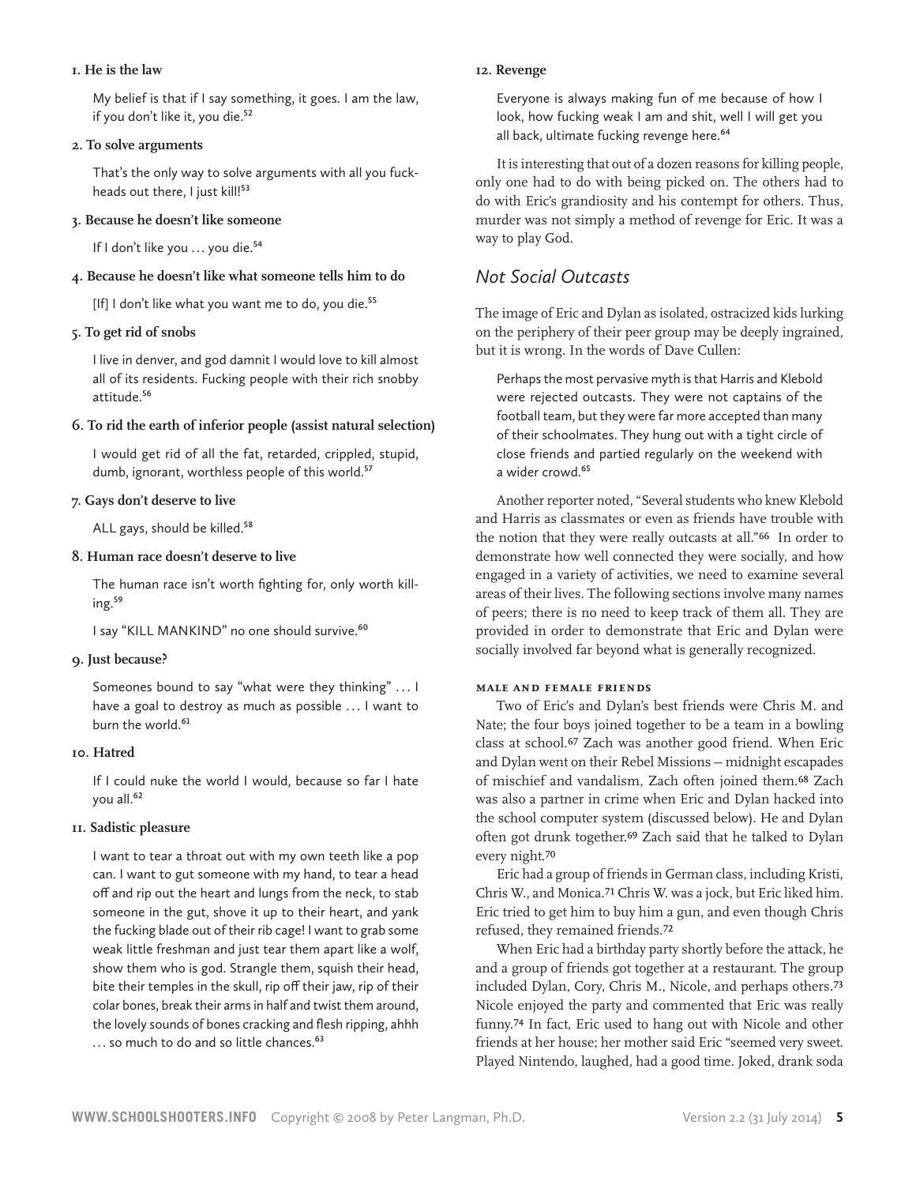**1. He is the law**

> My belief is that if I say something, it goes. I am the law, if you don't like it, you die.[52]

**2. To solve arguments**

> That's the only way to solve arguments with all you fuck-heads out there, I just kill![53]

**3. Because he doesn't like someone**

> If I don't like you … you die.[54]

**4. Because he doesn't like what someone tells him to do**

> [If] I don't like what you want me to do, you die.[55]

**5. To get rid of snobs**

> I live in denver, and god damnit I would love to kill almost all of its residents. Fucking people with their rich snobby attitude.[56]

**6. To rid the earth of inferior people (assist natural selection)**

> I would get rid of all the fat, retarded, crippled, stupid, dumb, ignorant, worthless people of this world.[57]

**7. Gays don't deserve to live**

> ALL gays, should be killed.[58]

**8. Human race doesn't deserve to live**

> The human race isn't worth fighting for, only worth killing.[59]
>
> I say "KILL MANKIND" no one should survive.[60]

**9. Just because?**

> Someones bound to say "what were they thinking" … I have a goal to destroy as much as possible … I want to burn the world.[61]

**10. Hatred**

> If I could nuke the world I would, because so far I hate you all.[62]

**11. Sadistic pleasure**

> I want to tear a throat out with my own teeth like a pop can. I want to gut someone with my hand, to tear a head off and rip out the heart and lungs from the neck, to stab someone in the gut, shove it up to their heart, and yank the fucking blade out of their rib cage! I want to grab some weak little freshman and just tear them apart like a wolf, show them who is god. Strangle them, squish their head, bite their temples in the skull, rip off their jaw, rip of their colar bones, break their arms in half and twist them around, the lovely sounds of bones cracking and flesh ripping, ahhh … so much to do and so little chances.[63]

**12. Revenge**

> Everyone is always making fun of me because of how I look, how fucking weak I am and shit, well I will get you all back, ultimate fucking revenge here.[64]

It is interesting that out of a dozen reasons for killing people, only one had to do with being picked on. The others had to do with Eric's grandiosity and his contempt for others. Thus, murder was not simply a method of revenge for Eric. It was a way to play God.

## *Not Social Outcasts*

The image of Eric and Dylan as isolated, ostracized kids lurking on the periphery of their peer group may be deeply ingrained, but it is wrong. In the words of Dave Cullen:

> Perhaps the most pervasive myth is that Harris and Klebold were rejected outcasts. They were not captains of the football team, but they were far more accepted than many of their schoolmates. They hung out with a tight circle of close friends and partied regularly on the weekend with a wider crowd.[65]

Another reporter noted, "Several students who knew Klebold and Harris as classmates or even as friends have trouble with the notion that they were really outcasts at all."[66] In order to demonstrate how well connected they were socially, and how engaged in a variety of activities, we need to examine several areas of their lives. The following sections involve many names of peers; there is no need to keep track of them all. They are provided in order to demonstrate that Eric and Dylan were socially involved far beyond what is generally recognized.

#### Male and Female Friends

Two of Eric's and Dylan's best friends were Chris M. and Nate; the four boys joined together to be a team in a bowling class at school.[67] Zach was another good friend. When Eric and Dylan went on their Rebel Missions—midnight escapades of mischief and vandalism, Zach often joined them.[68] Zach was also a partner in crime when Eric and Dylan hacked into the school computer system (discussed below). He and Dylan often got drunk together.[69] Zach said that he talked to Dylan every night.[70]

Eric had a group of friends in German class, including Kristi, Chris W., and Monica.[71] Chris W. was a jock, but Eric liked him. Eric tried to get him to buy him a gun, and even though Chris refused, they remained friends.[72]

When Eric had a birthday party shortly before the attack, he and a group of friends got together at a restaurant. The group included Dylan, Cory, Chris M., Nicole, and perhaps others.[73] Nicole enjoyed the party and commented that Eric was really funny.[74] In fact, Eric used to hang out with Nicole and other friends at her house; her mother said Eric "seemed very sweet. Played Nintendo, laughed, had a good time. Joked, drank soda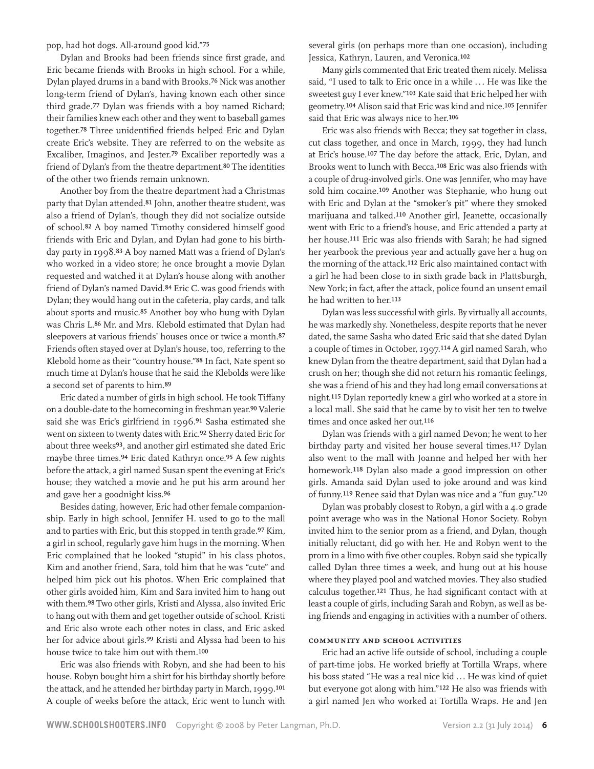pop, had hot dogs. All-around good kid."[75]

Dylan and Brooks had been friends since first grade, and Eric became friends with Brooks in high school. For a while, Dylan played drums in a band with Brooks.[76] Nick was another long-term friend of Dylan's, having known each other since third grade.[77] Dylan was friends with a boy named Richard; their families knew each other and they went to baseball games together.[78] Three unidentified friends helped Eric and Dylan create Eric's website. They are referred to on the website as Excaliber, Imaginos, and Jester.[79] Excaliber reportedly was a friend of Dylan's from the theatre department.[80] The identities of the other two friends remain unknown.

Another boy from the theatre department had a Christmas party that Dylan attended.[81] John, another theatre student, was also a friend of Dylan's, though they did not socialize outside of school.[82] A boy named Timothy considered himself good friends with Eric and Dylan, and Dylan had gone to his birthday party in 1998.[83] A boy named Matt was a friend of Dylan's who worked in a video store; he once brought a movie Dylan requested and watched it at Dylan's house along with another friend of Dylan's named David.[84] Eric C. was good friends with Dylan; they would hang out in the cafeteria, play cards, and talk about sports and music.[85] Another boy who hung with Dylan was Chris L.[86] Mr. and Mrs. Klebold estimated that Dylan had sleepovers at various friends' houses once or twice a month.[87] Friends often stayed over at Dylan's house, too, referring to the Klebold home as their "country house."[88] In fact, Nate spent so much time at Dylan's house that he said the Klebolds were like a second set of parents to him.[89]

Eric dated a number of girls in high school. He took Tiffany on a double-date to the homecoming in freshman year.[90] Valerie said she was Eric's girlfriend in 1996.[91] Sasha estimated she went on sixteen to twenty dates with Eric.[92] Sherry dated Eric for about three weeks[93], and another girl estimated she dated Eric maybe three times.[94] Eric dated Kathryn once.[95] A few nights before the attack, a girl named Susan spent the evening at Eric's house; they watched a movie and he put his arm around her and gave her a goodnight kiss.[96]

Besides dating, however, Eric had other female companionship. Early in high school, Jennifer H. used to go to the mall and to parties with Eric, but this stopped in tenth grade.[97] Kim, a girl in school, regularly gave him hugs in the morning. When Eric complained that he looked "stupid" in his class photos, Kim and another friend, Sara, told him that he was "cute" and helped him pick out his photos. When Eric complained that other girls avoided him, Kim and Sara invited him to hang out with them.[98] Two other girls, Kristi and Alyssa, also invited Eric to hang out with them and get together outside of school. Kristi and Eric also wrote each other notes in class, and Eric asked her for advice about girls.[99] Kristi and Alyssa had been to his house twice to take him out with them.[100]

Eric was also friends with Robyn, and she had been to his house. Robyn bought him a shirt for his birthday shortly before the attack, and he attended her birthday party in March, 1999.[101] A couple of weeks before the attack, Eric went to lunch with several girls (on perhaps more than one occasion), including Jessica, Kathryn, Lauren, and Veronica.[102]

Many girls commented that Eric treated them nicely. Melissa said, "I used to talk to Eric once in a while … He was like the sweetest guy I ever knew."[103] Kate said that Eric helped her with geometry.[104] Alison said that Eric was kind and nice.[105] Jennifer said that Eric was always nice to her.[106]

Eric was also friends with Becca; they sat together in class, cut class together, and once in March, 1999, they had lunch at Eric's house.[107] The day before the attack, Eric, Dylan, and Brooks went to lunch with Becca.[108] Eric was also friends with a couple of drug-involved girls. One was Jennifer, who may have sold him cocaine.[109] Another was Stephanie, who hung out with Eric and Dylan at the "smoker's pit" where they smoked marijuana and talked.[110] Another girl, Jeanette, occasionally went with Eric to a friend's house, and Eric attended a party at her house.[111] Eric was also friends with Sarah; he had signed her yearbook the previous year and actually gave her a hug on the morning of the attack.[112] Eric also maintained contact with a girl he had been close to in sixth grade back in Plattsburgh, New York; in fact, after the attack, police found an unsent email he had written to her.[113]

Dylan was less successful with girls. By virtually all accounts, he was markedly shy. Nonetheless, despite reports that he never dated, the same Sasha who dated Eric said that she dated Dylan a couple of times in October, 1997.[114] A girl named Sarah, who knew Dylan from the theatre department, said that Dylan had a crush on her; though she did not return his romantic feelings, she was a friend of his and they had long email conversations at night.[115] Dylan reportedly knew a girl who worked at a store in a local mall. She said that he came by to visit her ten to twelve times and once asked her out.[116]

Dylan was friends with a girl named Devon; he went to her birthday party and visited her house several times.[117] Dylan also went to the mall with Joanne and helped her with her homework.[118] Dylan also made a good impression on other girls. Amanda said Dylan used to joke around and was kind of funny.[119] Renee said that Dylan was nice and a "fun guy."[120]

Dylan was probably closest to Robyn, a girl with a 4.0 grade point average who was in the National Honor Society. Robyn invited him to the senior prom as a friend, and Dylan, though initially reluctant, did go with her. He and Robyn went to the prom in a limo with five other couples. Robyn said she typically called Dylan three times a week, and hung out at his house where they played pool and watched movies. They also studied calculus together.[121] Thus, he had significant contact with at least a couple of girls, including Sarah and Robyn, as well as being friends and engaging in activities with a number of others.

#### Community and School Activities

Eric had an active life outside of school, including a couple of part-time jobs. He worked briefly at Tortilla Wraps, where his boss stated "He was a real nice kid … He was kind of quiet but everyone got along with him."[122] He also was friends with a girl named Jen who worked at Tortilla Wraps. He and Jen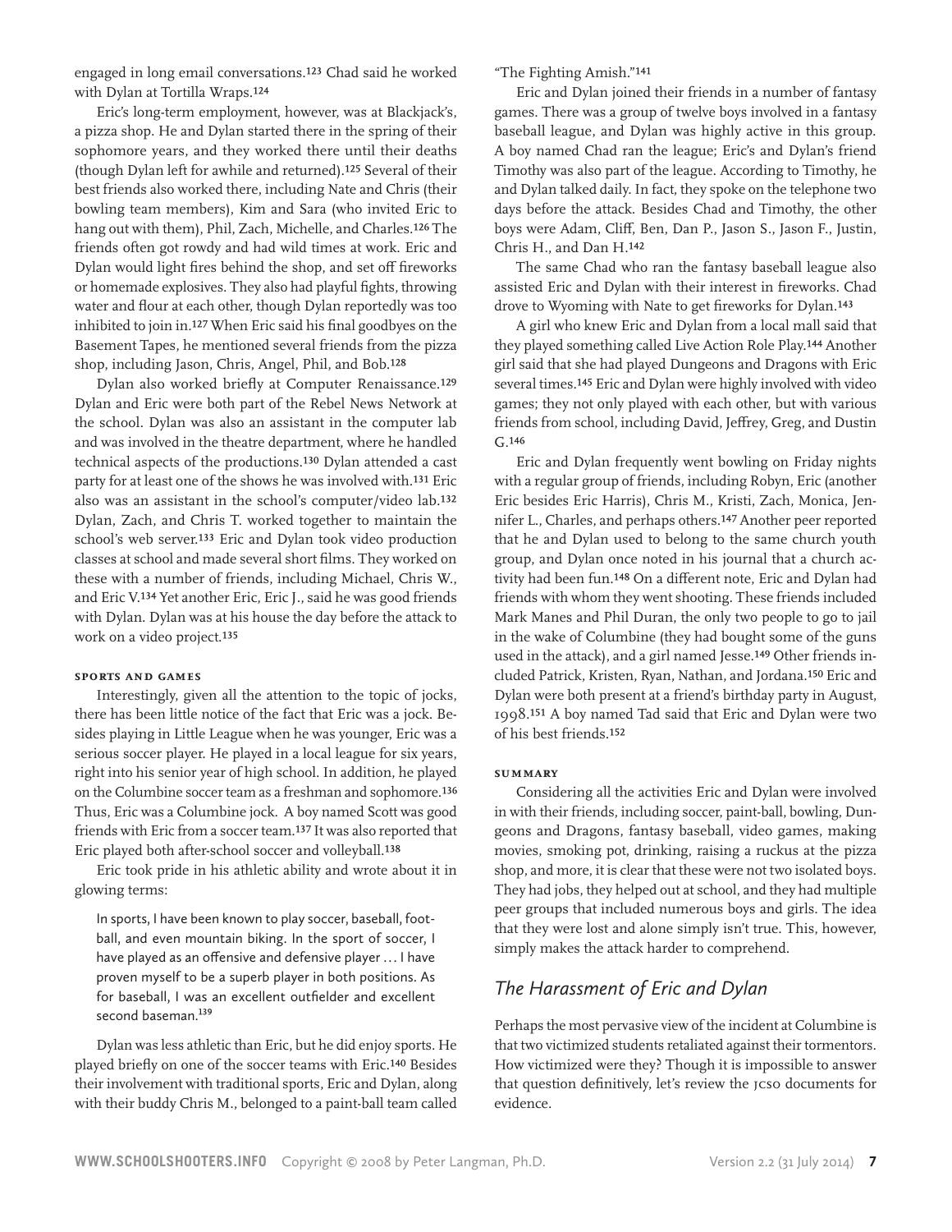engaged in long email conversations.[123] Chad said he worked with Dylan at Tortilla Wraps.[124]

Eric's long-term employment, however, was at Blackjack's, a pizza shop. He and Dylan started there in the spring of their sophomore years, and they worked there until their deaths (though Dylan left for awhile and returned).[125] Several of their best friends also worked there, including Nate and Chris (their bowling team members), Kim and Sara (who invited Eric to hang out with them), Phil, Zach, Michelle, and Charles.[126] The friends often got rowdy and had wild times at work. Eric and Dylan would light fires behind the shop, and set off fireworks or homemade explosives. They also had playful fights, throwing water and flour at each other, though Dylan reportedly was too inhibited to join in.[127] When Eric said his final goodbyes on the Basement Tapes, he mentioned several friends from the pizza shop, including Jason, Chris, Angel, Phil, and Bob.[128]

Dylan also worked briefly at Computer Renaissance.[129] Dylan and Eric were both part of the Rebel News Network at the school. Dylan was also an assistant in the computer lab and was involved in the theatre department, where he handled technical aspects of the productions.[130] Dylan attended a cast party for at least one of the shows he was involved with.[131] Eric also was an assistant in the school's computer/video lab.[132] Dylan, Zach, and Chris T. worked together to maintain the school's web server.[133] Eric and Dylan took video production classes at school and made several short films. They worked on these with a number of friends, including Michael, Chris W., and Eric V.[134] Yet another Eric, Eric J., said he was good friends with Dylan. Dylan was at his house the day before the attack to work on a video project.[135]

#### Sports and Games

Interestingly, given all the attention to the topic of jocks, there has been little notice of the fact that Eric was a jock. Besides playing in Little League when he was younger, Eric was a serious soccer player. He played in a local league for six years, right into his senior year of high school. In addition, he played on the Columbine soccer team as a freshman and sophomore.[136] Thus, Eric was a Columbine jock. A boy named Scott was good friends with Eric from a soccer team.[137] It was also reported that Eric played both after-school soccer and volleyball.[138]

Eric took pride in his athletic ability and wrote about it in glowing terms:

> In sports, I have been known to play soccer, baseball, football, and even mountain biking. In the sport of soccer, I have played as an offensive and defensive player … I have proven myself to be a superb player in both positions. As for baseball, I was an excellent outfielder and excellent second baseman.[139]

Dylan was less athletic than Eric, but he did enjoy sports. He played briefly on one of the soccer teams with Eric.[140] Besides their involvement with traditional sports, Eric and Dylan, along with their buddy Chris M., belonged to a paint-ball team called "The Fighting Amish."[141]

Eric and Dylan joined their friends in a number of fantasy games. There was a group of twelve boys involved in a fantasy baseball league, and Dylan was highly active in this group. A boy named Chad ran the league; Eric's and Dylan's friend Timothy was also part of the league. According to Timothy, he and Dylan talked daily. In fact, they spoke on the telephone two days before the attack. Besides Chad and Timothy, the other boys were Adam, Cliff, Ben, Dan P., Jason S., Jason F., Justin, Chris H., and Dan H.[142]

The same Chad who ran the fantasy baseball league also assisted Eric and Dylan with their interest in fireworks. Chad drove to Wyoming with Nate to get fireworks for Dylan.[143]

A girl who knew Eric and Dylan from a local mall said that they played something called Live Action Role Play.[144] Another girl said that she had played Dungeons and Dragons with Eric several times.[145] Eric and Dylan were highly involved with video games; they not only played with each other, but with various friends from school, including David, Jeffrey, Greg, and Dustin G.[146]

Eric and Dylan frequently went bowling on Friday nights with a regular group of friends, including Robyn, Eric (another Eric besides Eric Harris), Chris M., Kristi, Zach, Monica, Jennifer L., Charles, and perhaps others.[147] Another peer reported that he and Dylan used to belong to the same church youth group, and Dylan once noted in his journal that a church activity had been fun.[148] On a different note, Eric and Dylan had friends with whom they went shooting. These friends included Mark Manes and Phil Duran, the only two people to go to jail in the wake of Columbine (they had bought some of the guns used in the attack), and a girl named Jesse.[149] Other friends included Patrick, Kristen, Ryan, Nathan, and Jordana.[150] Eric and Dylan were both present at a friend's birthday party in August, 1998.[151] A boy named Tad said that Eric and Dylan were two of his best friends.[152]

#### Summary

Considering all the activities Eric and Dylan were involved in with their friends, including soccer, paint-ball, bowling, Dungeons and Dragons, fantasy baseball, video games, making movies, smoking pot, drinking, raising a ruckus at the pizza shop, and more, it is clear that these were not two isolated boys. They had jobs, they helped out at school, and they had multiple peer groups that included numerous boys and girls. The idea that they were lost and alone simply isn't true. This, however, simply makes the attack harder to comprehend.

### *The Harassment of Eric and Dylan*

Perhaps the most pervasive view of the incident at Columbine is that two victimized students retaliated against their tormentors. How victimized were they? Though it is impossible to answer that question definitively, let's review the JCSO documents for evidence.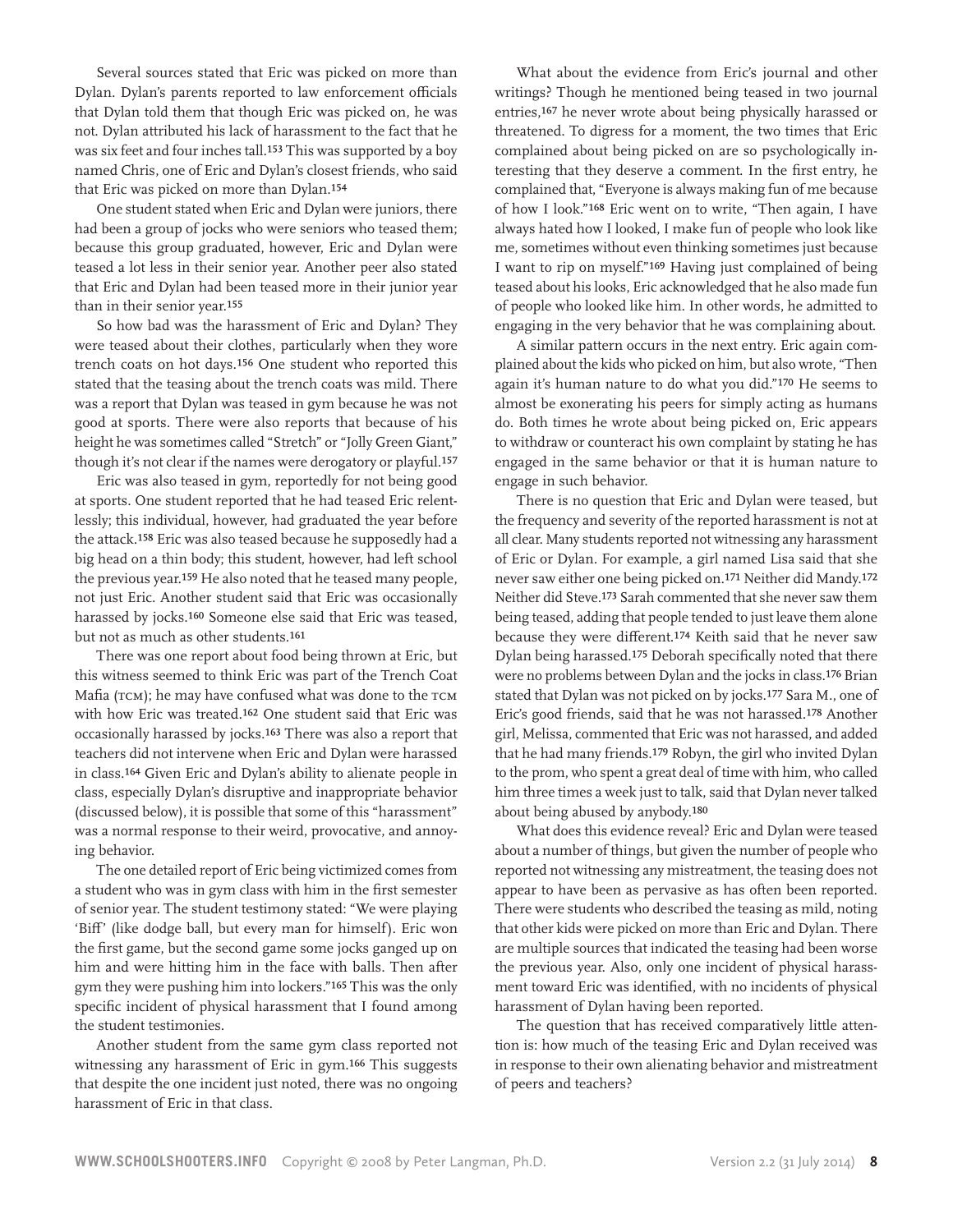Several sources stated that Eric was picked on more than Dylan. Dylan's parents reported to law enforcement officials that Dylan told them that though Eric was picked on, he was not. Dylan attributed his lack of harassment to the fact that he was six feet and four inches tall.[153] This was supported by a boy named Chris, one of Eric and Dylan's closest friends, who said that Eric was picked on more than Dylan.[154]

One student stated when Eric and Dylan were juniors, there had been a group of jocks who were seniors who teased them; because this group graduated, however, Eric and Dylan were teased a lot less in their senior year. Another peer also stated that Eric and Dylan had been teased more in their junior year than in their senior year.[155]

So how bad was the harassment of Eric and Dylan? They were teased about their clothes, particularly when they wore trench coats on hot days.[156] One student who reported this stated that the teasing about the trench coats was mild. There was a report that Dylan was teased in gym because he was not good at sports. There were also reports that because of his height he was sometimes called "Stretch" or "Jolly Green Giant," though it's not clear if the names were derogatory or playful.[157]

Eric was also teased in gym, reportedly for not being good at sports. One student reported that he had teased Eric relentlessly; this individual, however, had graduated the year before the attack.[158] Eric was also teased because he supposedly had a big head on a thin body; this student, however, had left school the previous year.[159] He also noted that he teased many people, not just Eric. Another student said that Eric was occasionally harassed by jocks.[160] Someone else said that Eric was teased, but not as much as other students.[161]

There was one report about food being thrown at Eric, but this witness seemed to think Eric was part of the Trench Coat Mafia (TCM); he may have confused what was done to the TCM with how Eric was treated.[162] One student said that Eric was occasionally harassed by jocks.[163] There was also a report that teachers did not intervene when Eric and Dylan were harassed in class.[164] Given Eric and Dylan's ability to alienate people in class, especially Dylan's disruptive and inappropriate behavior (discussed below), it is possible that some of this "harassment" was a normal response to their weird, provocative, and annoying behavior.

The one detailed report of Eric being victimized comes from a student who was in gym class with him in the first semester of senior year. The student testimony stated: "We were playing 'Biff' (like dodge ball, but every man for himself). Eric won the first game, but the second game some jocks ganged up on him and were hitting him in the face with balls. Then after gym they were pushing him into lockers."[165] This was the only specific incident of physical harassment that I found among the student testimonies.

Another student from the same gym class reported not witnessing any harassment of Eric in gym.[166] This suggests that despite the one incident just noted, there was no ongoing harassment of Eric in that class.

What about the evidence from Eric's journal and other writings? Though he mentioned being teased in two journal entries,[167] he never wrote about being physically harassed or threatened. To digress for a moment, the two times that Eric complained about being picked on are so psychologically interesting that they deserve a comment. In the first entry, he complained that, "Everyone is always making fun of me because of how I look."[168] Eric went on to write, "Then again, I have always hated how I looked, I make fun of people who look like me, sometimes without even thinking sometimes just because I want to rip on myself."[169] Having just complained of being teased about his looks, Eric acknowledged that he also made fun of people who looked like him. In other words, he admitted to engaging in the very behavior that he was complaining about.

A similar pattern occurs in the next entry. Eric again complained about the kids who picked on him, but also wrote, "Then again it's human nature to do what you did."[170] He seems to almost be exonerating his peers for simply acting as humans do. Both times he wrote about being picked on, Eric appears to withdraw or counteract his own complaint by stating he has engaged in the same behavior or that it is human nature to engage in such behavior.

There is no question that Eric and Dylan were teased, but the frequency and severity of the reported harassment is not at all clear. Many students reported not witnessing any harassment of Eric or Dylan. For example, a girl named Lisa said that she never saw either one being picked on.[171] Neither did Mandy.[172] Neither did Steve.[173] Sarah commented that she never saw them being teased, adding that people tended to just leave them alone because they were different.[174] Keith said that he never saw Dylan being harassed.[175] Deborah specifically noted that there were no problems between Dylan and the jocks in class.[176] Brian stated that Dylan was not picked on by jocks.[177] Sara M., one of Eric's good friends, said that he was not harassed.[178] Another girl, Melissa, commented that Eric was not harassed, and added that he had many friends.[179] Robyn, the girl who invited Dylan to the prom, who spent a great deal of time with him, who called him three times a week just to talk, said that Dylan never talked about being abused by anybody.[180]

What does this evidence reveal? Eric and Dylan were teased about a number of things, but given the number of people who reported not witnessing any mistreatment, the teasing does not appear to have been as pervasive as has often been reported. There were students who described the teasing as mild, noting that other kids were picked on more than Eric and Dylan. There are multiple sources that indicated the teasing had been worse the previous year. Also, only one incident of physical harassment toward Eric was identified, with no incidents of physical harassment of Dylan having been reported.

The question that has received comparatively little attention is: how much of the teasing Eric and Dylan received was in response to their own alienating behavior and mistreatment of peers and teachers?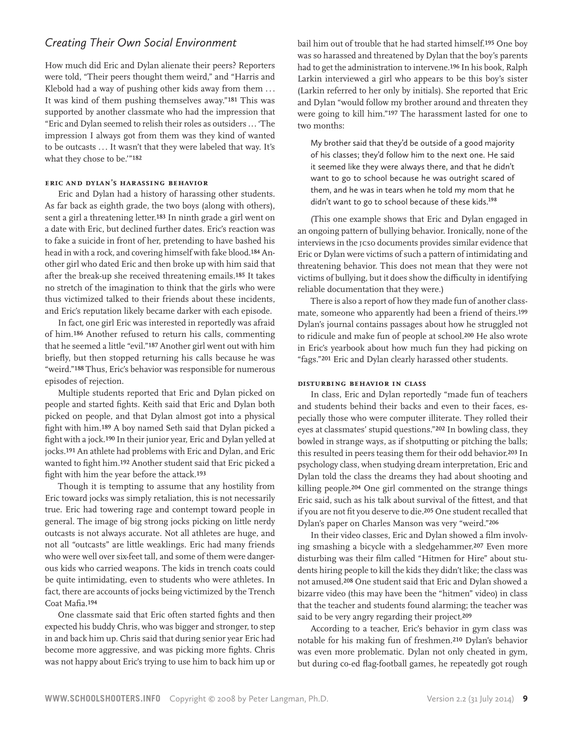## *Creating Their Own Social Environment*

How much did Eric and Dylan alienate their peers? Reporters were told, "Their peers thought them weird," and "Harris and Klebold had a way of pushing other kids away from them . . . It was kind of them pushing themselves away."[181] This was supported by another classmate who had the impression that "Eric and Dylan seemed to relish their roles as outsiders . . . 'The impression I always got from them was they kind of wanted to be outcasts . . . It wasn't that they were labeled that way. It's what they chose to be.'"[182]

### Eric and Dylan's Harassing Behavior

Eric and Dylan had a history of harassing other students. As far back as eighth grade, the two boys (along with others), sent a girl a threatening letter.[183] In ninth grade a girl went on a date with Eric, but declined further dates. Eric's reaction was to fake a suicide in front of her, pretending to have bashed his head in with a rock, and covering himself with fake blood.[184] Another girl who dated Eric and then broke up with him said that after the break-up she received threatening emails.[185] It takes no stretch of the imagination to think that the girls who were thus victimized talked to their friends about these incidents, and Eric's reputation likely became darker with each episode.

In fact, one girl Eric was interested in reportedly was afraid of him.[186] Another refused to return his calls, commenting that he seemed a little "evil."[187] Another girl went out with him briefly, but then stopped returning his calls because he was "weird."[188] Thus, Eric's behavior was responsible for numerous episodes of rejection.

Multiple students reported that Eric and Dylan picked on people and started fights. Keith said that Eric and Dylan both picked on people, and that Dylan almost got into a physical fight with him.[189] A boy named Seth said that Dylan picked a fight with a jock.[190] In their junior year, Eric and Dylan yelled at jocks.[191] An athlete had problems with Eric and Dylan, and Eric wanted to fight him.[192] Another student said that Eric picked a fight with him the year before the attack.[193]

Though it is tempting to assume that any hostility from Eric toward jocks was simply retaliation, this is not necessarily true. Eric had towering rage and contempt toward people in general. The image of big strong jocks picking on little nerdy outcasts is not always accurate. Not all athletes are huge, and not all "outcasts" are little weaklings. Eric had many friends who were well over six-feet tall, and some of them were dangerous kids who carried weapons. The kids in trench coats could be quite intimidating, even to students who were athletes. In fact, there are accounts of jocks being victimized by the Trench Coat Mafia.[194]

One classmate said that Eric often started fights and then expected his buddy Chris, who was bigger and stronger, to step in and back him up. Chris said that during senior year Eric had become more aggressive, and was picking more fights. Chris was not happy about Eric's trying to use him to back him up or bail him out of trouble that he had started himself.[195] One boy was so harassed and threatened by Dylan that the boy's parents had to get the administration to intervene.[196] In his book, Ralph Larkin interviewed a girl who appears to be this boy's sister (Larkin referred to her only by initials). She reported that Eric and Dylan "would follow my brother around and threaten they were going to kill him."[197] The harassment lasted for one to two months:

> My brother said that they'd be outside of a good majority of his classes; they'd follow him to the next one. He said it seemed like they were always there, and that he didn't want to go to school because he was outright scared of them, and he was in tears when he told my mom that he didn't want to go to school because of these kids.[198]

(This one example shows that Eric and Dylan engaged in an ongoing pattern of bullying behavior. Ironically, none of the interviews in the JCSO documents provides similar evidence that Eric or Dylan were victims of such a pattern of intimidating and threatening behavior. This does not mean that they were not victims of bullying, but it does show the difficulty in identifying reliable documentation that they were.)

There is also a report of how they made fun of another classmate, someone who apparently had been a friend of theirs.[199] Dylan's journal contains passages about how he struggled not to ridicule and make fun of people at school.[200] He also wrote in Eric's yearbook about how much fun they had picking on "fags."[201] Eric and Dylan clearly harassed other students.

### Disturbing Behavior in Class

In class, Eric and Dylan reportedly "made fun of teachers and students behind their backs and even to their faces, especially those who were computer illiterate. They rolled their eyes at classmates' stupid questions."[202] In bowling class, they bowled in strange ways, as if shotputting or pitching the balls; this resulted in peers teasing them for their odd behavior.[203] In psychology class, when studying dream interpretation, Eric and Dylan told the class the dreams they had about shooting and killing people.[204] One girl commented on the strange things Eric said, such as his talk about survival of the fittest, and that if you are not fit you deserve to die.[205] One student recalled that Dylan's paper on Charles Manson was very "weird."[206]

In their video classes, Eric and Dylan showed a film involving smashing a bicycle with a sledgehammer.[207] Even more disturbing was their film called "Hitmen for Hire" about students hiring people to kill the kids they didn't like; the class was not amused.[208] One student said that Eric and Dylan showed a bizarre video (this may have been the "hitmen" video) in class that the teacher and students found alarming; the teacher was said to be very angry regarding their project.[209]

According to a teacher, Eric's behavior in gym class was notable for his making fun of freshmen.[210] Dylan's behavior was even more problematic. Dylan not only cheated in gym, but during co-ed flag-football games, he repeatedly got rough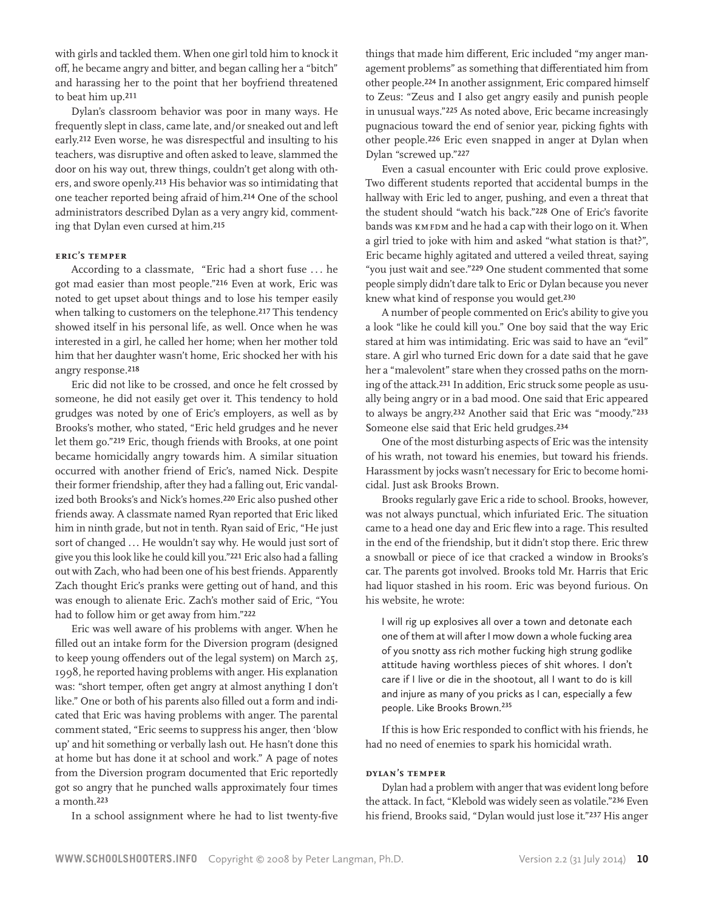with girls and tackled them. When one girl told him to knock it off, he became angry and bitter, and began calling her a "bitch" and harassing her to the point that her boyfriend threatened to beat him up.[211]

Dylan's classroom behavior was poor in many ways. He frequently slept in class, came late, and/or sneaked out and left early.[212] Even worse, he was disrespectful and insulting to his teachers, was disruptive and often asked to leave, slammed the door on his way out, threw things, couldn't get along with others, and swore openly.[213] His behavior was so intimidating that one teacher reported being afraid of him.[214] One of the school administrators described Dylan as a very angry kid, commenting that Dylan even cursed at him.[215]

### eric's temper

According to a classmate, "Eric had a short fuse . . . he got mad easier than most people."[216] Even at work, Eric was noted to get upset about things and to lose his temper easily when talking to customers on the telephone.[217] This tendency showed itself in his personal life, as well. Once when he was interested in a girl, he called her home; when her mother told him that her daughter wasn't home, Eric shocked her with his angry response.[218]

Eric did not like to be crossed, and once he felt crossed by someone, he did not easily get over it. This tendency to hold grudges was noted by one of Eric's employers, as well as by Brooks's mother, who stated, "Eric held grudges and he never let them go."[219] Eric, though friends with Brooks, at one point became homicidally angry towards him. A similar situation occurred with another friend of Eric's, named Nick. Despite their former friendship, after they had a falling out, Eric vandalized both Brooks's and Nick's homes.[220] Eric also pushed other friends away. A classmate named Ryan reported that Eric liked him in ninth grade, but not in tenth. Ryan said of Eric, "He just sort of changed . . . He wouldn't say why. He would just sort of give you this look like he could kill you."[221] Eric also had a falling out with Zach, who had been one of his best friends. Apparently Zach thought Eric's pranks were getting out of hand, and this was enough to alienate Eric. Zach's mother said of Eric, "You had to follow him or get away from him."[222]

Eric was well aware of his problems with anger. When he filled out an intake form for the Diversion program (designed to keep young offenders out of the legal system) on March 25, 1998, he reported having problems with anger. His explanation was: "short temper, often get angry at almost anything I don't like." One or both of his parents also filled out a form and indicated that Eric was having problems with anger. The parental comment stated, "Eric seems to suppress his anger, then 'blow up' and hit something or verbally lash out. He hasn't done this at home but has done it at school and work." A page of notes from the Diversion program documented that Eric reportedly got so angry that he punched walls approximately four times a month.[223]

In a school assignment where he had to list twenty-five things that made him different, Eric included "my anger management problems" as something that differentiated him from other people.[224] In another assignment, Eric compared himself to Zeus: "Zeus and I also get angry easily and punish people in unusual ways."[225] As noted above, Eric became increasingly pugnacious toward the end of senior year, picking fights with other people.[226] Eric even snapped in anger at Dylan when Dylan "screwed up."[227]

Even a casual encounter with Eric could prove explosive. Two different students reported that accidental bumps in the hallway with Eric led to anger, pushing, and even a threat that the student should "watch his back."[228] One of Eric's favorite bands was KMFDM and he had a cap with their logo on it. When a girl tried to joke with him and asked "what station is that?", Eric became highly agitated and uttered a veiled threat, saying "you just wait and see."[229] One student commented that some people simply didn't dare talk to Eric or Dylan because you never knew what kind of response you would get.[230]

A number of people commented on Eric's ability to give you a look "like he could kill you." One boy said that the way Eric stared at him was intimidating. Eric was said to have an "evil" stare. A girl who turned Eric down for a date said that he gave her a "malevolent" stare when they crossed paths on the morning of the attack.[231] In addition, Eric struck some people as usually being angry or in a bad mood. One said that Eric appeared to always be angry.[232] Another said that Eric was "moody."[233] Someone else said that Eric held grudges.[234]

One of the most disturbing aspects of Eric was the intensity of his wrath, not toward his enemies, but toward his friends. Harassment by jocks wasn't necessary for Eric to become homicidal. Just ask Brooks Brown.

Brooks regularly gave Eric a ride to school. Brooks, however, was not always punctual, which infuriated Eric. The situation came to a head one day and Eric flew into a rage. This resulted in the end of the friendship, but it didn't stop there. Eric threw a snowball or piece of ice that cracked a window in Brooks's car. The parents got involved. Brooks told Mr. Harris that Eric had liquor stashed in his room. Eric was beyond furious. On his website, he wrote:

> I will rig up explosives all over a town and detonate each one of them at will after I mow down a whole fucking area of you snotty ass rich mother fucking high strung godlike attitude having worthless pieces of shit whores. I don't care if I live or die in the shootout, all I want to do is kill and injure as many of you pricks as I can, especially a few people. Like Brooks Brown.[235]

If this is how Eric responded to conflict with his friends, he had no need of enemies to spark his homicidal wrath.

### dylan's temper

Dylan had a problem with anger that was evident long before the attack. In fact, "Klebold was widely seen as volatile."[236] Even his friend, Brooks said, "Dylan would just lose it."[237] His anger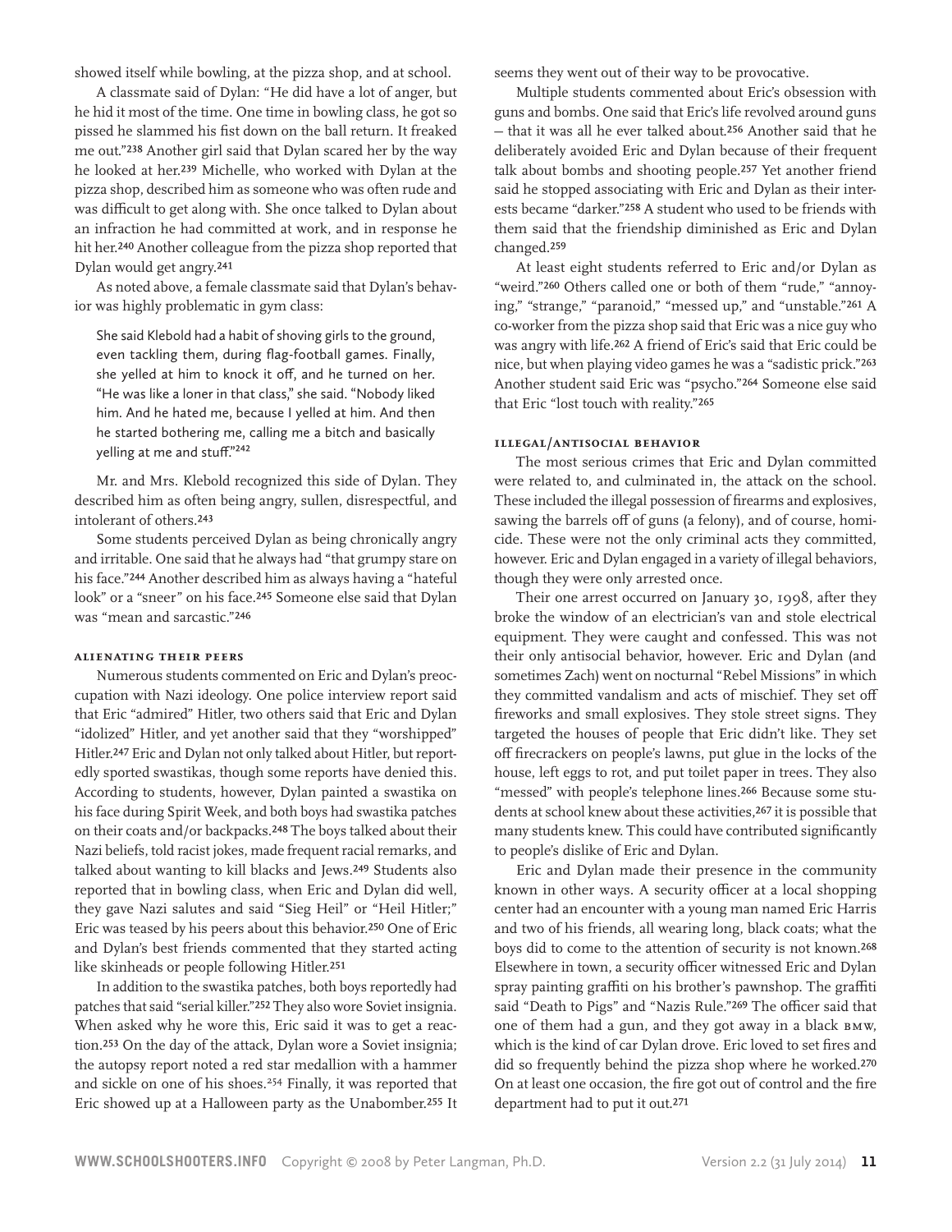showed itself while bowling, at the pizza shop, and at school.

A classmate said of Dylan: "He did have a lot of anger, but he hid it most of the time. One time in bowling class, he got so pissed he slammed his fist down on the ball return. It freaked me out."[238] Another girl said that Dylan scared her by the way he looked at her.[239] Michelle, who worked with Dylan at the pizza shop, described him as someone who was often rude and was difficult to get along with. She once talked to Dylan about an infraction he had committed at work, and in response he hit her.[240] Another colleague from the pizza shop reported that Dylan would get angry.[241]

As noted above, a female classmate said that Dylan's behavior was highly problematic in gym class:

> She said Klebold had a habit of shoving girls to the ground, even tackling them, during flag-football games. Finally, she yelled at him to knock it off, and he turned on her. "He was like a loner in that class," she said. "Nobody liked him. And he hated me, because I yelled at him. And then he started bothering me, calling me a bitch and basically yelling at me and stuff."[242]

Mr. and Mrs. Klebold recognized this side of Dylan. They described him as often being angry, sullen, disrespectful, and intolerant of others.[243]

Some students perceived Dylan as being chronically angry and irritable. One said that he always had "that grumpy stare on his face."[244] Another described him as always having a "hateful look" or a "sneer" on his face.[245] Someone else said that Dylan was "mean and sarcastic."[246]

### Alienating Their Peers

Numerous students commented on Eric and Dylan's preoccupation with Nazi ideology. One police interview report said that Eric "admired" Hitler, two others said that Eric and Dylan "idolized" Hitler, and yet another said that they "worshipped" Hitler.[247] Eric and Dylan not only talked about Hitler, but reportedly sported swastikas, though some reports have denied this. According to students, however, Dylan painted a swastika on his face during Spirit Week, and both boys had swastika patches on their coats and/or backpacks.[248] The boys talked about their Nazi beliefs, told racist jokes, made frequent racial remarks, and talked about wanting to kill blacks and Jews.[249] Students also reported that in bowling class, when Eric and Dylan did well, they gave Nazi salutes and said "Sieg Heil" or "Heil Hitler;" Eric was teased by his peers about this behavior.[250] One of Eric and Dylan's best friends commented that they started acting like skinheads or people following Hitler.[251]

In addition to the swastika patches, both boys reportedly had patches that said "serial killer."[252] They also wore Soviet insignia. When asked why he wore this, Eric said it was to get a reaction.[253] On the day of the attack, Dylan wore a Soviet insignia; the autopsy report noted a red star medallion with a hammer and sickle on one of his shoes.[254] Finally, it was reported that Eric showed up at a Halloween party as the Unabomber.[255] It seems they went out of their way to be provocative.

Multiple students commented about Eric's obsession with guns and bombs. One said that Eric's life revolved around guns – that it was all he ever talked about.[256] Another said that he deliberately avoided Eric and Dylan because of their frequent talk about bombs and shooting people.[257] Yet another friend said he stopped associating with Eric and Dylan as their interests became "darker."[258] A student who used to be friends with them said that the friendship diminished as Eric and Dylan changed.[259]

At least eight students referred to Eric and/or Dylan as "weird."[260] Others called one or both of them "rude," "annoying," "strange," "paranoid," "messed up," and "unstable."[261] A co-worker from the pizza shop said that Eric was a nice guy who was angry with life.[262] A friend of Eric's said that Eric could be nice, but when playing video games he was a "sadistic prick."[263] Another student said Eric was "psycho."[264] Someone else said that Eric "lost touch with reality."[265]

### Illegal/Antisocial Behavior

The most serious crimes that Eric and Dylan committed were related to, and culminated in, the attack on the school. These included the illegal possession of firearms and explosives, sawing the barrels off of guns (a felony), and of course, homicide. These were not the only criminal acts they committed, however. Eric and Dylan engaged in a variety of illegal behaviors, though they were only arrested once.

Their one arrest occurred on January 30, 1998, after they broke the window of an electrician's van and stole electrical equipment. They were caught and confessed. This was not their only antisocial behavior, however. Eric and Dylan (and sometimes Zach) went on nocturnal "Rebel Missions" in which they committed vandalism and acts of mischief. They set off fireworks and small explosives. They stole street signs. They targeted the houses of people that Eric didn't like. They set off firecrackers on people's lawns, put glue in the locks of the house, left eggs to rot, and put toilet paper in trees. They also "messed" with people's telephone lines.[266] Because some students at school knew about these activities,[267] it is possible that many students knew. This could have contributed significantly to people's dislike of Eric and Dylan.

Eric and Dylan made their presence in the community known in other ways. A security officer at a local shopping center had an encounter with a young man named Eric Harris and two of his friends, all wearing long, black coats; what the boys did to come to the attention of security is not known.[268] Elsewhere in town, a security officer witnessed Eric and Dylan spray painting graffiti on his brother's pawnshop. The graffiti said "Death to Pigs" and "Nazis Rule."[269] The officer said that one of them had a gun, and they got away in a black BMW, which is the kind of car Dylan drove. Eric loved to set fires and did so frequently behind the pizza shop where he worked.[270] On at least one occasion, the fire got out of control and the fire department had to put it out.[271]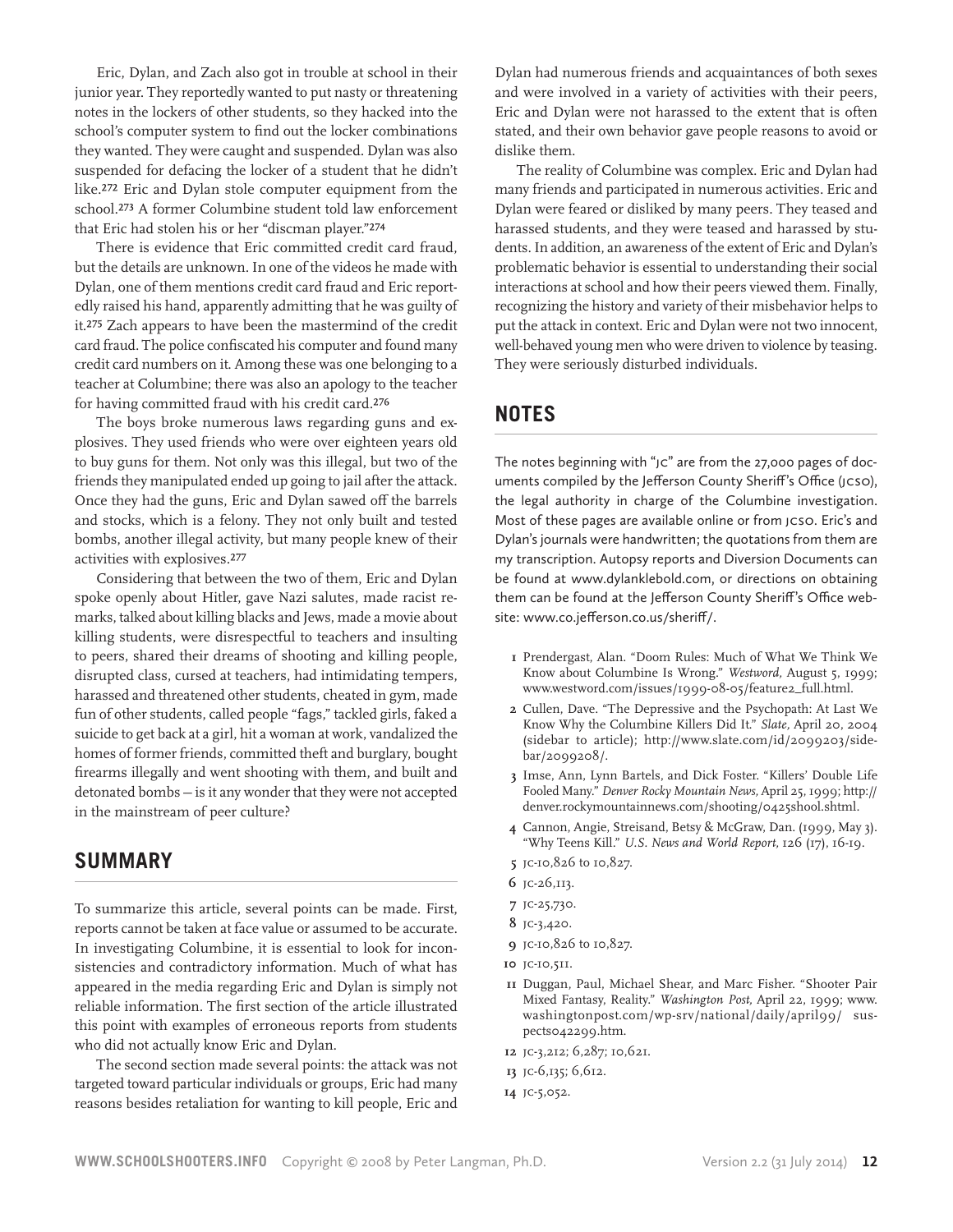Eric, Dylan, and Zach also got in trouble at school in their junior year. They reportedly wanted to put nasty or threatening notes in the lockers of other students, so they hacked into the school's computer system to find out the locker combinations they wanted. They were caught and suspended. Dylan was also suspended for defacing the locker of a student that he didn't like.[272] Eric and Dylan stole computer equipment from the school.[273] A former Columbine student told law enforcement that Eric had stolen his or her "discman player."[274]

There is evidence that Eric committed credit card fraud, but the details are unknown. In one of the videos he made with Dylan, one of them mentions credit card fraud and Eric reportedly raised his hand, apparently admitting that he was guilty of it.[275] Zach appears to have been the mastermind of the credit card fraud. The police confiscated his computer and found many credit card numbers on it. Among these was one belonging to a teacher at Columbine; there was also an apology to the teacher for having committed fraud with his credit card.[276]

The boys broke numerous laws regarding guns and explosives. They used friends who were over eighteen years old to buy guns for them. Not only was this illegal, but two of the friends they manipulated ended up going to jail after the attack. Once they had the guns, Eric and Dylan sawed off the barrels and stocks, which is a felony. They not only built and tested bombs, another illegal activity, but many people knew of their activities with explosives.[277]

Considering that between the two of them, Eric and Dylan spoke openly about Hitler, gave Nazi salutes, made racist remarks, talked about killing blacks and Jews, made a movie about killing students, were disrespectful to teachers and insulting to peers, shared their dreams of shooting and killing people, disrupted class, cursed at teachers, had intimidating tempers, harassed and threatened other students, cheated in gym, made fun of other students, called people "fags," tackled girls, faked a suicide to get back at a girl, hit a woman at work, vandalized the homes of former friends, committed theft and burglary, bought firearms illegally and went shooting with them, and built and detonated bombs—is it any wonder that they were not accepted in the mainstream of peer culture?

## SUMMARY

To summarize this article, several points can be made. First, reports cannot be taken at face value or assumed to be accurate. In investigating Columbine, it is essential to look for inconsistencies and contradictory information. Much of what has appeared in the media regarding Eric and Dylan is simply not reliable information. The first section of the article illustrated this point with examples of erroneous reports from students who did not actually know Eric and Dylan.

The second section made several points: the attack was not targeted toward particular individuals or groups, Eric had many reasons besides retaliation for wanting to kill people, Eric and Dylan had numerous friends and acquaintances of both sexes and were involved in a variety of activities with their peers, Eric and Dylan were not harassed to the extent that is often stated, and their own behavior gave people reasons to avoid or dislike them.

The reality of Columbine was complex. Eric and Dylan had many friends and participated in numerous activities. Eric and Dylan were feared or disliked by many peers. They teased and harassed students, and they were teased and harassed by students. In addition, an awareness of the extent of Eric and Dylan's problematic behavior is essential to understanding their social interactions at school and how their peers viewed them. Finally, recognizing the history and variety of their misbehavior helps to put the attack in context. Eric and Dylan were not two innocent, well-behaved young men who were driven to violence by teasing. They were seriously disturbed individuals.

## NOTES

The notes beginning with "JC" are from the 27,000 pages of documents compiled by the Jefferson County Sheriff's Office (JCSO), the legal authority in charge of the Columbine investigation. Most of these pages are available online or from JCSO. Eric's and Dylan's journals were handwritten; the quotations from them are my transcription. Autopsy reports and Diversion Documents can be found at www.dylanklebold.com, or directions on obtaining them can be found at the Jefferson County Sheriff's Office website: www.co.jefferson.co.us/sheriff/.

1. Prendergast, Alan. "Doom Rules: Much of What We Think We Know about Columbine Is Wrong." *Westword,* August 5, 1999; www.westword.com/issues/1999-08-05/feature2_full.html.
2. Cullen, Dave. "The Depressive and the Psychopath: At Last We Know Why the Columbine Killers Did It." *Slate,* April 20, 2004 (sidebar to article); http://www.slate.com/id/2099203/sidebar/2099208/.
3. Imse, Ann, Lynn Bartels, and Dick Foster. "Killers' Double Life Fooled Many." *Denver Rocky Mountain News,* April 25, 1999; http://denver.rockymountainnews.com/shooting/0425shool.shtml.
4. Cannon, Angie, Streisand, Betsy & McGraw, Dan. (1999, May 3). "Why Teens Kill." *U.S. News and World Report,* 126 (17), 16-19.
5. JC-10,826 to 10,827.
6. JC-26,113.
7. JC-25,730.
8. JC-3,420.
9. JC-10,826 to 10,827.
10. JC-10,511.
11. Duggan, Paul, Michael Shear, and Marc Fisher. "Shooter Pair Mixed Fantasy, Reality." *Washington Post,* April 22, 1999; www.washingtonpost.com/wp-srv/national/daily/april99/suspects042299.htm.
12. JC-3,212; 6,287; 10,621.
13. JC-6,135; 6,612.
14. JC-5,052.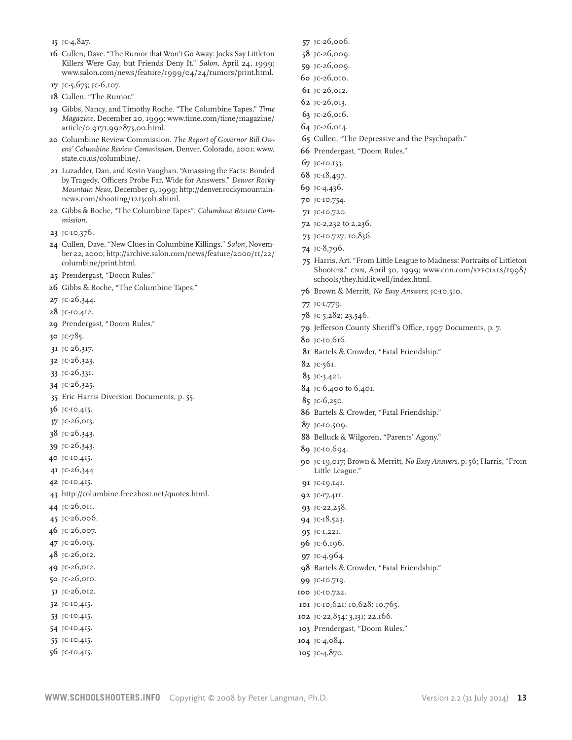15 JC-4,827.

16 Cullen, Dave. "The Rumor that Won't Go Away: Jocks Say Littleton Killers Were Gay, but Friends Deny It." *Salon,* April 24, 1999; www.salon.com/news/feature/1999/04/24/rumors/print.html.

17 JC-5,673; JC-6,107.

18 Cullen, "The Rumor."

19 Gibbs, Nancy, and Timothy Roche. "The Columbine Tapes." *Time Magazine,* December 20, 1999; www.time.com/time/magazine/article/0,9171,992873,00.html.

20 Columbine Review Commission. *The Report of Governor Bill Owens' Columbine Review Commission,* Denver, Colorado, 2001; www.state.co.us/columbine/.

21 Luzadder, Dan, and Kevin Vaughan. "Amassing the Facts: Bonded by Tragedy, Officers Probe Far, Wide for Answers." *Denver Rocky Mountain News,* December 13, 1999; http://denver.rockymountainnews.com/shooting/1213col1.shtml.

22 Gibbs & Roche, "The Columbine Tapes"; *Columbine Review Commission.*

23 JC-10,376.

24 Cullen, Dave. "New Clues in Columbine Killings." *Salon,* November 22, 2000; http://archive.salon.com/news/feature/2000/11/22/columbine/print.html.

25 Prendergast, "Doom Rules."

26 Gibbs & Roche, "The Columbine Tapes."

27 JC-26,344.

28 JC-10,412.

29 Prendergast, "Doom Rules."

30 JC-785.

31 JC-26,317.

32 JC-26,323.

33 JC-26,331.

34 JC-26,325.

35 Eric Harris Diversion Documents, p. 55.

36 JC-10,415.

37 JC-26,013.

38 JC-26,343.

39 JC-26,343.

40 JC-10,415.

41 JC-26,344

42 JC-10,415.

43 http://columbine.free2host.net/quotes.html.

44 JC-26,011.

45 JC-26,006.

46 JC-26,007.

47 JC-26,013.

48 JC-26,012.

49 JC-26,012.

50 JC-26,010.

51 JC-26,012.

52 JC-10,415.

53 JC-10,415.

54 JC-10,415.

55 JC-10,415.

56 JC-10,415.

57 JC-26,006.

58 JC-26,009.

59 JC-26,009.

60 JC-26,010.

61 JC-26,012.

62 JC-26,013.

63 JC-26,016.

64 JC-26,014.

65 Cullen, "The Depressive and the Psychopath."

66 Prendergast, "Doom Rules."

67 JC-10,133.

68 JC-18,497.

69 JC-4,436.

70 JC-10,754.

71 JC-10,720.

72 JC-2,232 to 2,236.

73 JC-10,727; 10,836.

74 JC-8,796.

75 Harris, Art. "From Little League to Madness: Portraits of Littleton Shooters." CNN, April 30, 1999; www.cnn.com/SPECIALS/1998/schools/they.hid.it.well/index.html.

76 Brown & Merritt, *No Easy Answers*; JC-10,510.

77 JC-1,779.

78 JC-5,282; 23,546.

79 Jefferson County Sheriff's Office, 1997 Documents, p. 7.

80 JC-10,616.

81 Bartels & Crowder, "Fatal Friendship."

82 JC-561.

83 JC-3,421.

84 JC-6,400 to 6,401.

85 JC-6,250.

86 Bartels & Crowder, "Fatal Friendship."

87 JC-10,509.

88 Belluck & Wilgoren, "Parents' Agony."

89 JC-10,694.

90 JC-19,017; Brown & Merritt, *No Easy Answers,* p. 56; Harris, "From Little League."

91 JC-19,141.

92 JC-17,411.

93 JC-22,258.

94 JC-18,523.

95 JC-1,221.

96 JC-6,196.

97 JC-4,964.

98 Bartels & Crowder, "Fatal Friendship."

99 JC-10,719.

100 JC-10,722.

101 JC-10,621; 10,628; 10,765.

102 JC-22,854; 3,131; 22,166.

103 Prendergast, "Doom Rules."

104 JC-4,084.

105 JC-4,870.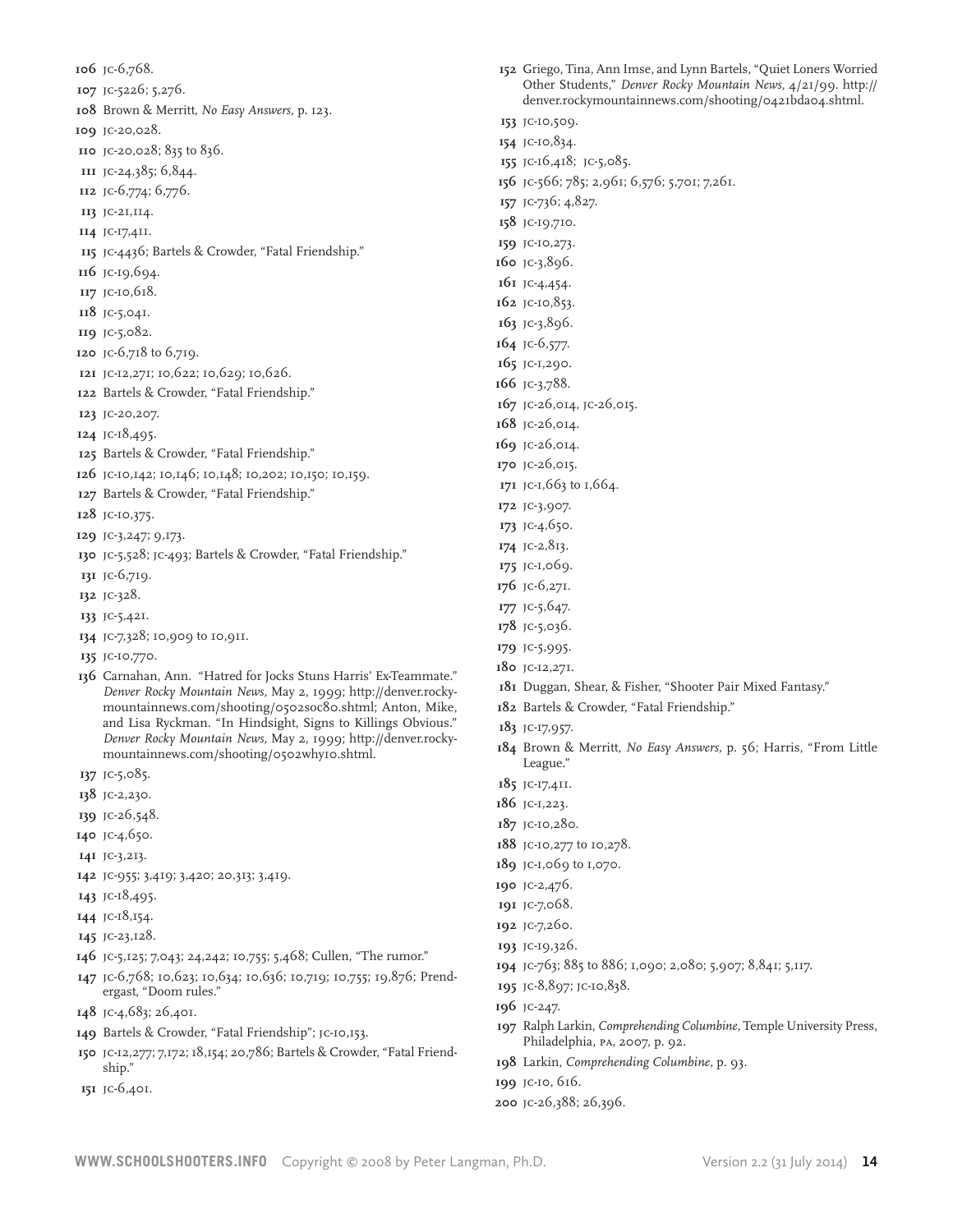**106** JC-6,768.

**107** JC-5226; 5,276.

**108** Brown & Merritt, *No Easy Answers,* p. 123.

**109** JC-20,028.

**110** JC-20,028; 835 to 836.

**111** JC-24,385; 6,844.

**112** JC-6,774; 6,776.

**113** JC-21,114.

**114** JC-17,411.

**115** JC-4436; Bartels & Crowder, "Fatal Friendship."

**116** JC-19,694.

**117** JC-10,618.

**118** JC-5,041.

**119** JC-5,082.

**120** JC-6,718 to 6,719.

**121** JC-12,271; 10,622; 10,629; 10,626.

**122** Bartels & Crowder, "Fatal Friendship."

**123** JC-20,207.

**124** JC-18,495.

**125** Bartels & Crowder, "Fatal Friendship."

**126** JC-10,142; 10,146; 10,148; 10,202; 10,150; 10,159.

**127** Bartels & Crowder, "Fatal Friendship."

**128** JC-10,375.

**129** JC-3,247; 9,173.

**130** JC-5,528; JC-493; Bartels & Crowder, "Fatal Friendship."

**131** JC-6,719.

**132** JC-328.

**133** JC-5,421.

**134** JC-7,328; 10,909 to 10,911.

**135** JC-10,770.

**136** Carnahan, Ann. "Hatred for Jocks Stuns Harris' Ex-Teammate." *Denver Rocky Mountain News,* May 2, 1999; http://denver.rockymountainnews.com/shooting/0502soc80.shtml; Anton, Mike, and Lisa Ryckman. "In Hindsight, Signs to Killings Obvious." *Denver Rocky Mountain News,* May 2, 1999; http://denver.rockymountainnews.com/shooting/0502why10.shtml.

**137** JC-5,085.

**138** JC-2,230.

**139** JC-26,548.

**140** JC-4,650.

**141** JC-3,213.

**142** JC-955; 3,419; 3,420; 20,313; 3,419.

**143** JC-18,495.

**144** JC-18,154.

**145** JC-23,128.

**146** JC-5,125; 7,043; 24,242; 10,755; 5,468; Cullen, "The rumor."

**147** JC-6,768; 10,623; 10,634; 10,636; 10,719; 10,755; 19,876; Prendergast, "Doom rules."

**148** JC-4,683; 26,401.

**149** Bartels & Crowder, "Fatal Friendship"; JC-10,153.

**150** JC-12,277; 7,172; 18,154; 20,786; Bartels & Crowder, "Fatal Friendship."

**151** JC-6,401.

**152** Griego, Tina, Ann Imse, and Lynn Bartels, "Quiet Loners Worried Other Students," *Denver Rocky Mountain News,* 4/21/99. http://denver.rockymountainnews.com/shooting/0421bda04.shtml.

**153** JC-10,509.

**154** JC-10,834.

**155** JC-16,418; JC-5,085.

**156** JC-566; 785; 2,961; 6,576; 5,701; 7,261.

**157** JC-736; 4,827.

**158** JC-19,710.

**159** JC-10,273.

**160** JC-3,896.

**161** JC-4,454.

**162** JC-10,853.

**163** JC-3,896.

**164** JC-6,577.

**165** JC-1,290.

**166** JC-3,788.

**167** JC-26,014, JC-26,015.

**168** JC-26,014.

**169** JC-26,014.

**170** JC-26,015.

**171** JC-1,663 to 1,664.

**172** JC-3,907.

**173** JC-4,650.

**174** JC-2,813.

**175** JC-1,069.

**176** JC-6,271.

**177** JC-5,647.

**178** JC-5,036.

**179** JC-5,995.

**180** JC-12,271.

**181** Duggan, Shear, & Fisher, "Shooter Pair Mixed Fantasy."

**182** Bartels & Crowder, "Fatal Friendship."

**183** JC-17,957.

**184** Brown & Merritt, *No Easy Answers,* p. 56; Harris, "From Little League."

**185** JC-17,411.

**186** JC-1,223.

**187** JC-10,280.

**188** JC-10,277 to 10,278.

**189** JC-1,069 to 1,070.

**190** JC-2,476.

**191** JC-7,068.

**192** JC-7,260.

**193** JC-19,326.

**194** JC-763; 885 to 886; 1,090; 2,080; 5,907; 8,841; 5,117.

**195** JC-8,897; JC-10,838.

**196** JC-247.

**197** Ralph Larkin, *Comprehending Columbine,* Temple University Press, Philadelphia, PA, 2007, p. 92.

**198** Larkin, *Comprehending Columbine,* p. 93.

**199** JC-10, 616.

**200** JC-26,388; 26,396.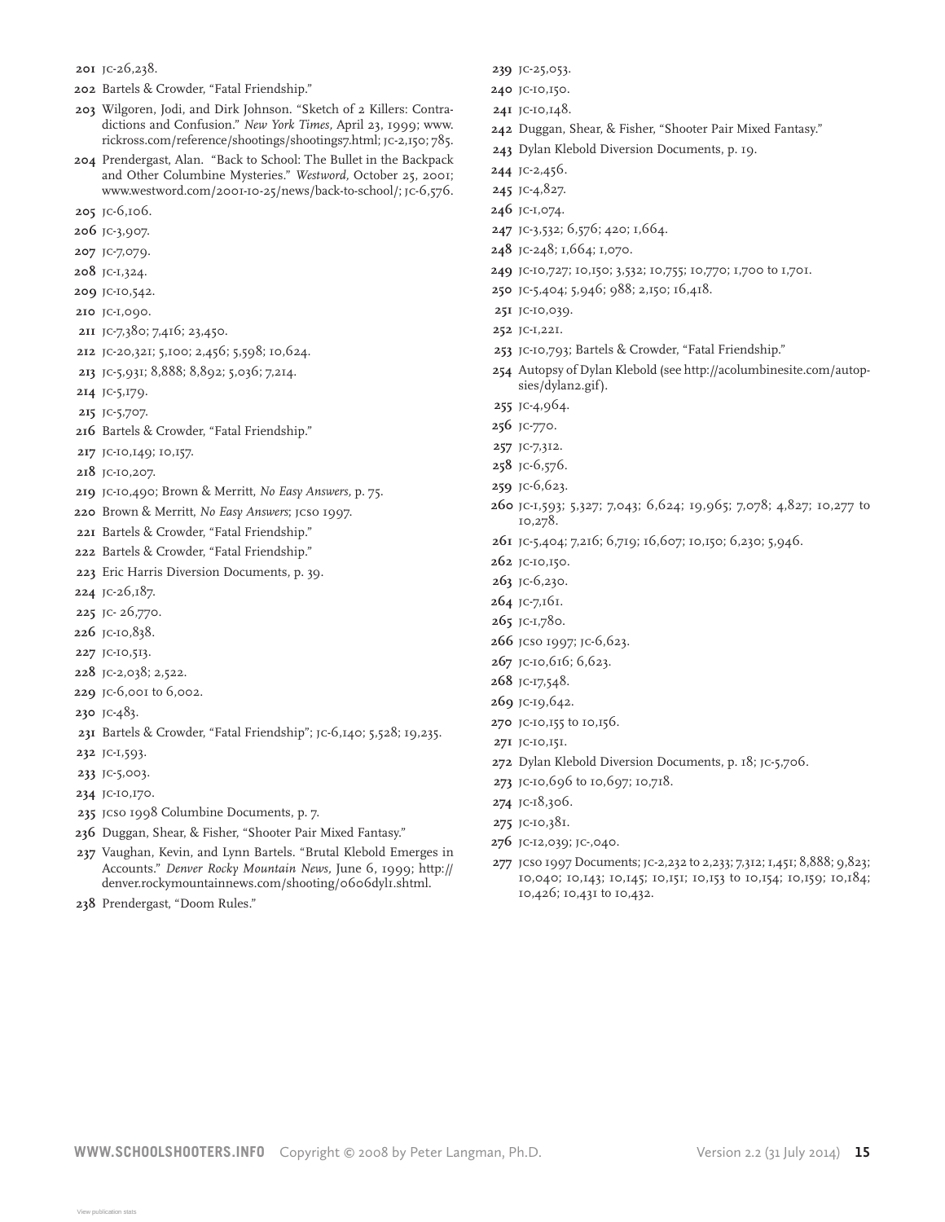201 JC-26,238.

202 Bartels & Crowder, "Fatal Friendship."

203 Wilgoren, Jodi, and Dirk Johnson. "Sketch of 2 Killers: Contradictions and Confusion." *New York Times,* April 23, 1999; www.rickross.com/reference/shootings/shootings7.html; JC-2,150; 785.

204 Prendergast, Alan. "Back to School: The Bullet in the Backpack and Other Columbine Mysteries." *Westword,* October 25, 2001; www.westword.com/2001-10-25/news/back-to-school/; JC-6,576.

205 JC-6,106.

206 JC-3,907.

207 JC-7,079.

208 JC-1,324.

209 JC-10,542.

210 JC-1,090.

211 JC-7,380; 7,416; 23,450.

212 JC-20,321; 5,100; 2,456; 5,598; 10,624.

213 JC-5,931; 8,888; 8,892; 5,036; 7,214.

214 JC-5,179.

215 JC-5,707.

216 Bartels & Crowder, "Fatal Friendship."

217 JC-10,149; 10,157.

218 JC-10,207.

219 JC-10,490; Brown & Merritt, *No Easy Answers,* p. 75.

220 Brown & Merritt, *No Easy Answers*; JCSO 1997.

221 Bartels & Crowder, "Fatal Friendship."

222 Bartels & Crowder, "Fatal Friendship."

223 Eric Harris Diversion Documents, p. 39.

224 JC-26,187.

225 JC- 26,770.

226 JC-10,838.

227 JC-10,513.

228 JC-2,038; 2,522.

229 JC-6,001 to 6,002.

230 JC-483.

231 Bartels & Crowder, "Fatal Friendship"; JC-6,140; 5,528; 19,235.

232 JC-1,593.

233 JC-5,003.

234 JC-10,170.

235 JCSO 1998 Columbine Documents, p. 7.

236 Duggan, Shear, & Fisher, "Shooter Pair Mixed Fantasy."

237 Vaughan, Kevin, and Lynn Bartels. "Brutal Klebold Emerges in Accounts." *Denver Rocky Mountain News,* June 6, 1999; http://denver.rockymountainnews.com/shooting/0606dyl1.shtml.

238 Prendergast, "Doom Rules."

239 JC-25,053.

240 JC-10,150.

241 JC-10,148.

242 Duggan, Shear, & Fisher, "Shooter Pair Mixed Fantasy."

243 Dylan Klebold Diversion Documents, p. 19.

244 JC-2,456.

245 JC-4,827.

246 JC-1,074.

247 JC-3,532; 6,576; 420; 1,664.

248 JC-248; 1,664; 1,070.

249 JC-10,727; 10,150; 3,532; 10,755; 10,770; 1,700 to 1,701.

250 JC-5,404; 5,946; 988; 2,150; 16,418.

251 JC-10,039.

252 JC-1,221.

253 JC-10,793; Bartels & Crowder, "Fatal Friendship."

254 Autopsy of Dylan Klebold (see http://acolumbinesite.com/autopsies/dylan2.gif).

255 JC-4,964.

256 JC-770.

257 JC-7,312.

258 JC-6,576.

259 JC-6,623.

260 JC-1,593; 5,327; 7,043; 6,624; 19,965; 7,078; 4,827; 10,277 to 10,278.

261 JC-5,404; 7,216; 6,719; 16,607; 10,150; 6,230; 5,946.

262 JC-10,150.

263 JC-6,230.

264 JC-7,161.

265 JC-1,780.

266 JCSO 1997; JC-6,623.

267 JC-10,616; 6,623.

268 JC-17,548.

269 JC-19,642.

270 JC-10,155 to 10,156.

271 JC-10,151.

272 Dylan Klebold Diversion Documents, p. 18; JC-5,706.

273 JC-10,696 to 10,697; 10,718.

274 JC-18,306.

275 JC-10,381.

276 JC-12,039; JC-,040.

277 JCSO 1997 Documents; JC-2,232 to 2,233; 7,312; 1,451; 8,888; 9,823; 10,040; 10,143; 10,145; 10,151; 10,153 to 10,154; 10,159; 10,184; 10,426; 10,431 to 10,432.